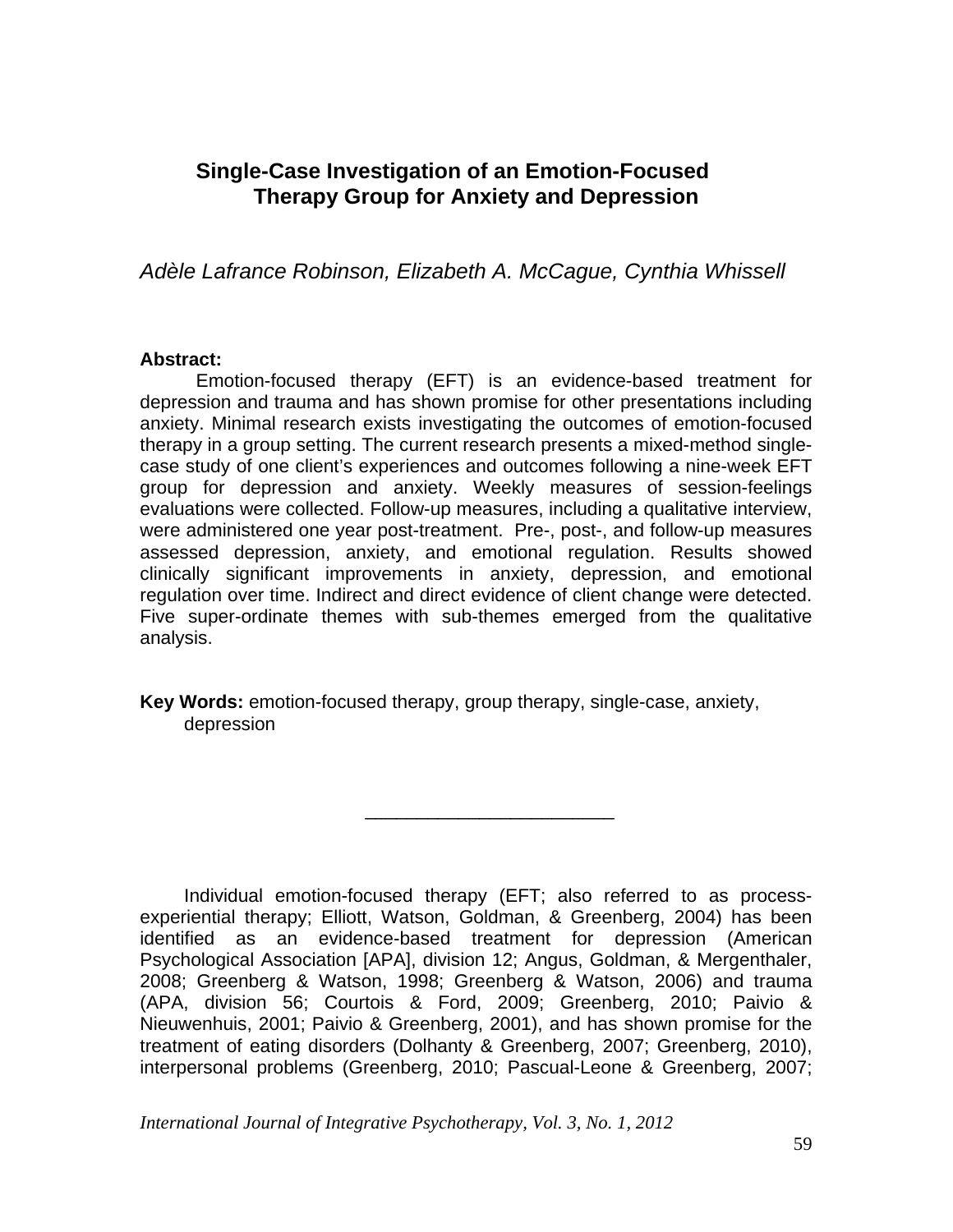# Single-Case Investigation of an Emotion-Focused Therapy Group for Anxiety and Depression

*Adèle Lafrance Robinson, Elizabeth A. McCague, Cynthia Whissell*

**Abstract:**

Emotion-focused therapy (EFT) is an evidence-based treatment for depression and trauma and has shown promise for other presentations including anxiety. Minimal research exists investigating the outcomes of emotion-focused therapy in a group setting. The current research presents a mixed-method single-case study of one client's experiences and outcomes following a nine-week EFT group for depression and anxiety. Weekly measures of session-feelings evaluations were collected. Follow-up measures, including a qualitative interview, were administered one year post-treatment. Pre-, post-, and follow-up measures assessed depression, anxiety, and emotional regulation. Results showed clinically significant improvements in anxiety, depression, and emotional regulation over time. Indirect and direct evidence of client change were detected. Five super-ordinate themes with sub-themes emerged from the qualitative analysis.

**Key Words:** emotion-focused therapy, group therapy, single-case, anxiety, depression

---

Individual emotion-focused therapy (EFT; also referred to as process-experiential therapy; Elliott, Watson, Goldman, & Greenberg, 2004) has been identified as an evidence-based treatment for depression (American Psychological Association [APA], division 12; Angus, Goldman, & Mergenthaler, 2008; Greenberg & Watson, 1998; Greenberg & Watson, 2006) and trauma (APA, division 56; Courtois & Ford, 2009; Greenberg, 2010; Paivio & Nieuwenhuis, 2001; Paivio & Greenberg, 2001), and has shown promise for the treatment of eating disorders (Dolhanty & Greenberg, 2007; Greenberg, 2010), interpersonal problems (Greenberg, 2010; Pascual-Leone & Greenberg, 2007;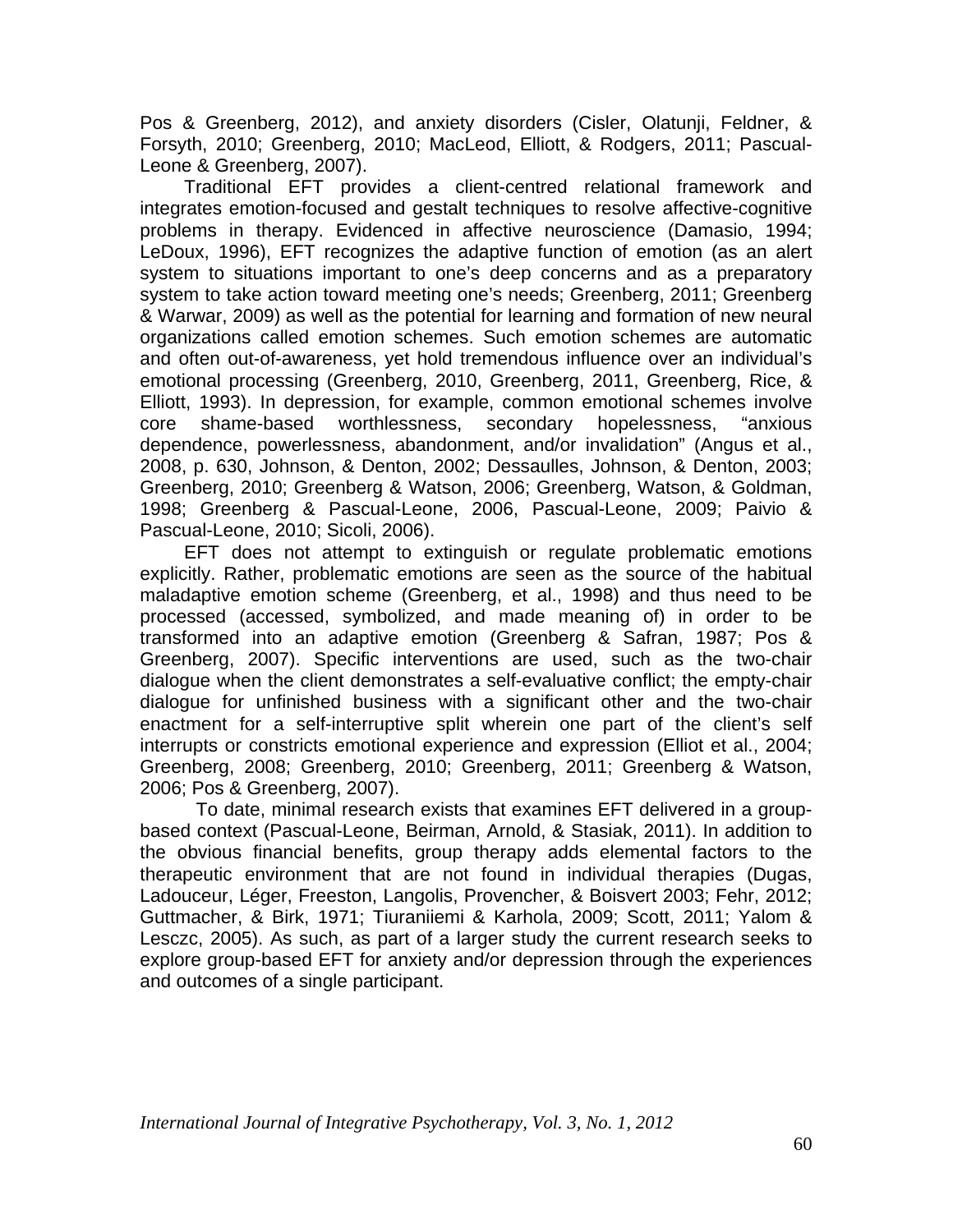Pos & Greenberg, 2012), and anxiety disorders (Cisler, Olatunji, Feldner, & Forsyth, 2010; Greenberg, 2010; MacLeod, Elliott, & Rodgers, 2011; Pascual-Leone & Greenberg, 2007).

Traditional EFT provides a client-centred relational framework and integrates emotion-focused and gestalt techniques to resolve affective-cognitive problems in therapy. Evidenced in affective neuroscience (Damasio, 1994; LeDoux, 1996), EFT recognizes the adaptive function of emotion (as an alert system to situations important to one's deep concerns and as a preparatory system to take action toward meeting one's needs; Greenberg, 2011; Greenberg & Warwar, 2009) as well as the potential for learning and formation of new neural organizations called emotion schemes. Such emotion schemes are automatic and often out-of-awareness, yet hold tremendous influence over an individual's emotional processing (Greenberg, 2010, Greenberg, 2011, Greenberg, Rice, & Elliott, 1993). In depression, for example, common emotional schemes involve core shame-based worthlessness, secondary hopelessness, "anxious dependence, powerlessness, abandonment, and/or invalidation" (Angus et al., 2008, p. 630, Johnson, & Denton, 2002; Dessaulles, Johnson, & Denton, 2003; Greenberg, 2010; Greenberg & Watson, 2006; Greenberg, Watson, & Goldman, 1998; Greenberg & Pascual-Leone, 2006, Pascual-Leone, 2009; Paivio & Pascual-Leone, 2010; Sicoli, 2006).

EFT does not attempt to extinguish or regulate problematic emotions explicitly. Rather, problematic emotions are seen as the source of the habitual maladaptive emotion scheme (Greenberg, et al., 1998) and thus need to be processed (accessed, symbolized, and made meaning of) in order to be transformed into an adaptive emotion (Greenberg & Safran, 1987; Pos & Greenberg, 2007). Specific interventions are used, such as the two-chair dialogue when the client demonstrates a self-evaluative conflict; the empty-chair dialogue for unfinished business with a significant other and the two-chair enactment for a self-interruptive split wherein one part of the client's self interrupts or constricts emotional experience and expression (Elliot et al., 2004; Greenberg, 2008; Greenberg, 2010; Greenberg, 2011; Greenberg & Watson, 2006; Pos & Greenberg, 2007).

To date, minimal research exists that examines EFT delivered in a group-based context (Pascual-Leone, Beirman, Arnold, & Stasiak, 2011). In addition to the obvious financial benefits, group therapy adds elemental factors to the therapeutic environment that are not found in individual therapies (Dugas, Ladouceur, Léger, Freeston, Langolis, Provencher, & Boisvert 2003; Fehr, 2012; Guttmacher, & Birk, 1971; Tiuraniiemi & Karhola, 2009; Scott, 2011; Yalom & Lesczc, 2005). As such, as part of a larger study the current research seeks to explore group-based EFT for anxiety and/or depression through the experiences and outcomes of a single participant.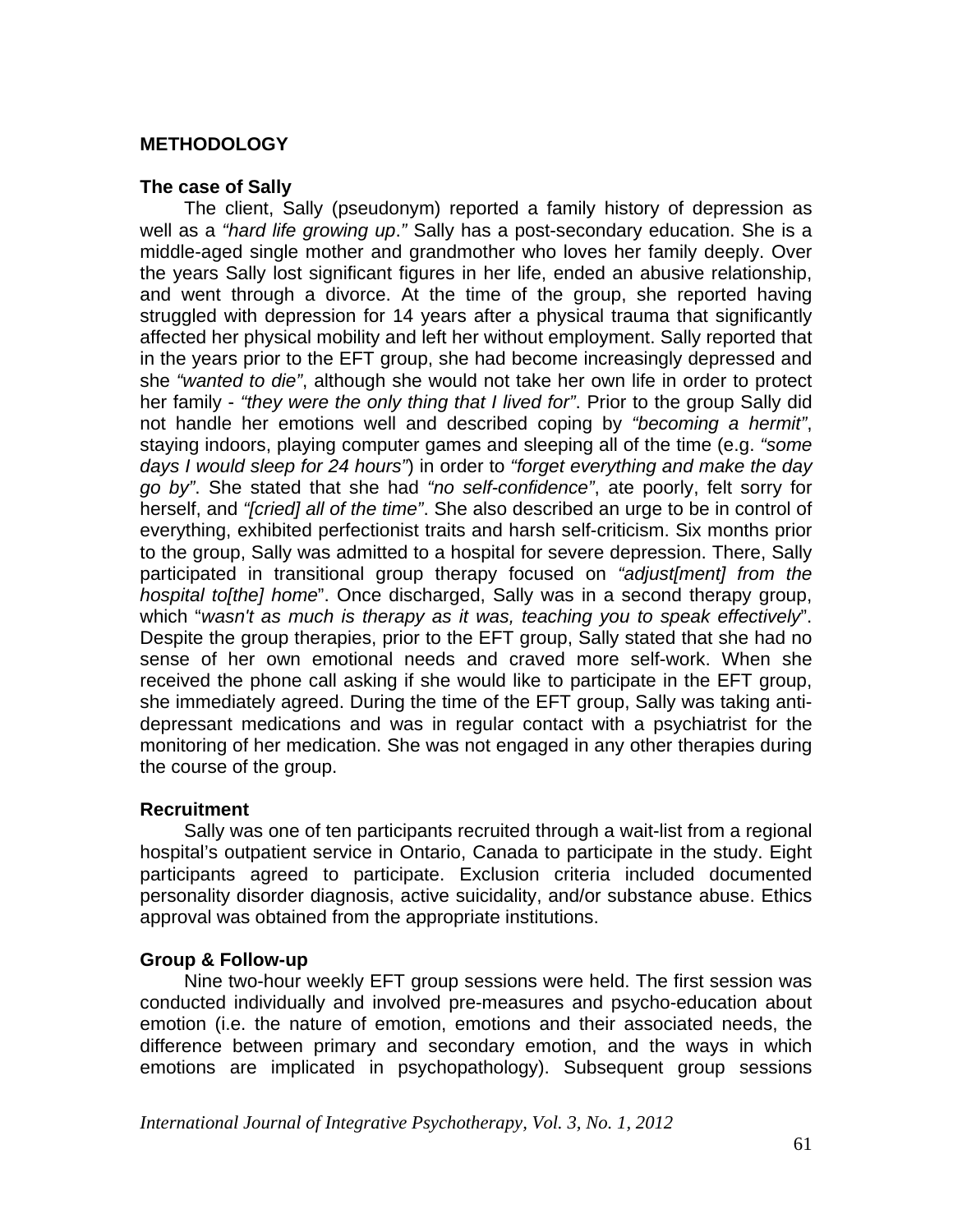## METHODOLOGY

### The case of Sally

The client, Sally (pseudonym) reported a family history of depression as well as a *"hard life growing up."* Sally has a post-secondary education. She is a middle-aged single mother and grandmother who loves her family deeply. Over the years Sally lost significant figures in her life, ended an abusive relationship, and went through a divorce. At the time of the group, she reported having struggled with depression for 14 years after a physical trauma that significantly affected her physical mobility and left her without employment. Sally reported that in the years prior to the EFT group, she had become increasingly depressed and she *"wanted to die"*, although she would not take her own life in order to protect her family - *"they were the only thing that I lived for"*. Prior to the group Sally did not handle her emotions well and described coping by *"becoming a hermit"*, staying indoors, playing computer games and sleeping all of the time (e.g. *"some days I would sleep for 24 hours"*) in order to *"forget everything and make the day go by"*. She stated that she had *"no self-confidence"*, ate poorly, felt sorry for herself, and *"[cried] all of the time"*. She also described an urge to be in control of everything, exhibited perfectionist traits and harsh self-criticism. Six months prior to the group, Sally was admitted to a hospital for severe depression. There, Sally participated in transitional group therapy focused on *"adjust[ment] from the hospital to[the] home"*. Once discharged, Sally was in a second therapy group, which "*wasn't as much is therapy as it was, teaching you to speak effectively*". Despite the group therapies, prior to the EFT group, Sally stated that she had no sense of her own emotional needs and craved more self-work. When she received the phone call asking if she would like to participate in the EFT group, she immediately agreed. During the time of the EFT group, Sally was taking anti-depressant medications and was in regular contact with a psychiatrist for the monitoring of her medication. She was not engaged in any other therapies during the course of the group.

### Recruitment

Sally was one of ten participants recruited through a wait-list from a regional hospital's outpatient service in Ontario, Canada to participate in the study. Eight participants agreed to participate. Exclusion criteria included documented personality disorder diagnosis, active suicidality, and/or substance abuse. Ethics approval was obtained from the appropriate institutions.

### Group & Follow-up

Nine two-hour weekly EFT group sessions were held. The first session was conducted individually and involved pre-measures and psycho-education about emotion (i.e. the nature of emotion, emotions and their associated needs, the difference between primary and secondary emotion, and the ways in which emotions are implicated in psychopathology). Subsequent group sessions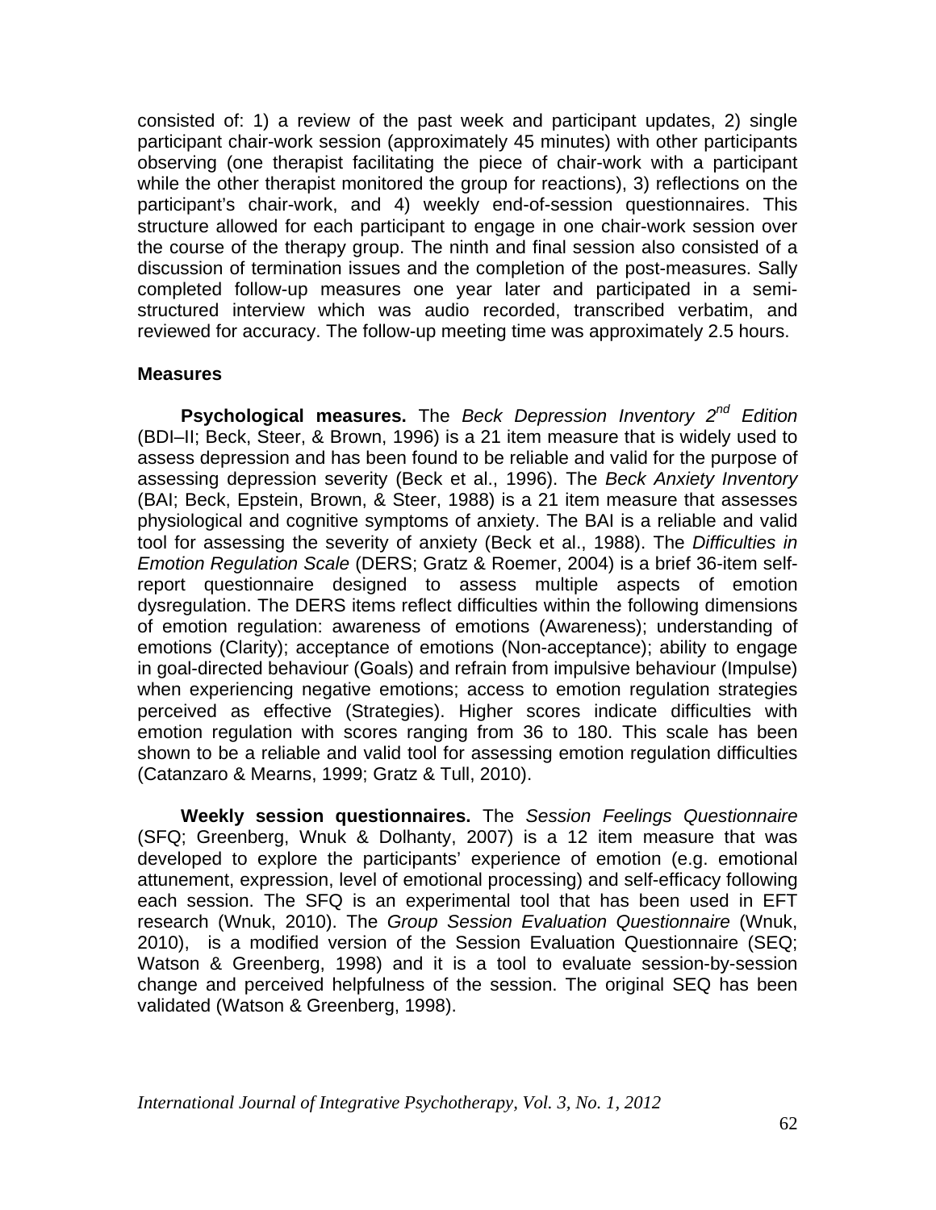consisted of: 1) a review of the past week and participant updates, 2) single participant chair-work session (approximately 45 minutes) with other participants observing (one therapist facilitating the piece of chair-work with a participant while the other therapist monitored the group for reactions), 3) reflections on the participant's chair-work, and 4) weekly end-of-session questionnaires. This structure allowed for each participant to engage in one chair-work session over the course of the therapy group. The ninth and final session also consisted of a discussion of termination issues and the completion of the post-measures. Sally completed follow-up measures one year later and participated in a semi-structured interview which was audio recorded, transcribed verbatim, and reviewed for accuracy. The follow-up meeting time was approximately 2.5 hours.

### Measures

**Psychological measures.** The *Beck Depression Inventory 2nd Edition* (BDI–II; Beck, Steer, & Brown, 1996) is a 21 item measure that is widely used to assess depression and has been found to be reliable and valid for the purpose of assessing depression severity (Beck et al., 1996). The *Beck Anxiety Inventory* (BAI; Beck, Epstein, Brown, & Steer, 1988) is a 21 item measure that assesses physiological and cognitive symptoms of anxiety. The BAI is a reliable and valid tool for assessing the severity of anxiety (Beck et al., 1988). The *Difficulties in Emotion Regulation Scale* (DERS; Gratz & Roemer, 2004) is a brief 36-item self-report questionnaire designed to assess multiple aspects of emotion dysregulation. The DERS items reflect difficulties within the following dimensions of emotion regulation: awareness of emotions (Awareness); understanding of emotions (Clarity); acceptance of emotions (Non-acceptance); ability to engage in goal-directed behaviour (Goals) and refrain from impulsive behaviour (Impulse) when experiencing negative emotions; access to emotion regulation strategies perceived as effective (Strategies). Higher scores indicate difficulties with emotion regulation with scores ranging from 36 to 180. This scale has been shown to be a reliable and valid tool for assessing emotion regulation difficulties (Catanzaro & Mearns, 1999; Gratz & Tull, 2010).

**Weekly session questionnaires.** The *Session Feelings Questionnaire* (SFQ; Greenberg, Wnuk & Dolhanty, 2007) is a 12 item measure that was developed to explore the participants' experience of emotion (e.g. emotional attunement, expression, level of emotional processing) and self-efficacy following each session. The SFQ is an experimental tool that has been used in EFT research (Wnuk, 2010). The *Group Session Evaluation Questionnaire* (Wnuk, 2010), is a modified version of the Session Evaluation Questionnaire (SEQ; Watson & Greenberg, 1998) and it is a tool to evaluate session-by-session change and perceived helpfulness of the session. The original SEQ has been validated (Watson & Greenberg, 1998).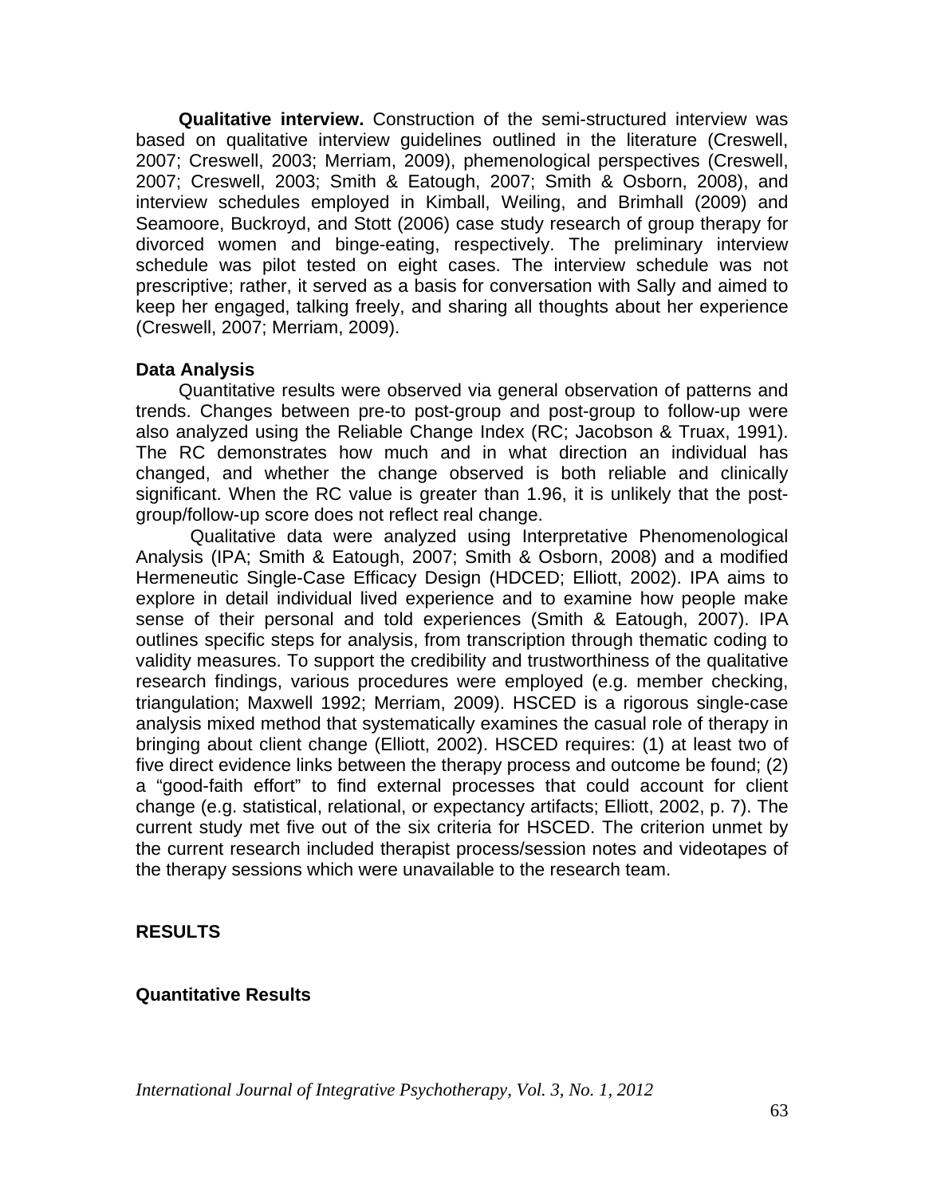**Qualitative interview.** Construction of the semi-structured interview was based on qualitative interview guidelines outlined in the literature (Creswell, 2007; Creswell, 2003; Merriam, 2009), phemenological perspectives (Creswell, 2007; Creswell, 2003; Smith & Eatough, 2007; Smith & Osborn, 2008), and interview schedules employed in Kimball, Weiling, and Brimhall (2009) and Seamoore, Buckroyd, and Stott (2006) case study research of group therapy for divorced women and binge-eating, respectively. The preliminary interview schedule was pilot tested on eight cases. The interview schedule was not prescriptive; rather, it served as a basis for conversation with Sally and aimed to keep her engaged, talking freely, and sharing all thoughts about her experience (Creswell, 2007; Merriam, 2009).

### Data Analysis

Quantitative results were observed via general observation of patterns and trends. Changes between pre-to post-group and post-group to follow-up were also analyzed using the Reliable Change Index (RC; Jacobson & Truax, 1991). The RC demonstrates how much and in what direction an individual has changed, and whether the change observed is both reliable and clinically significant. When the RC value is greater than 1.96, it is unlikely that the post-group/follow-up score does not reflect real change.

Qualitative data were analyzed using Interpretative Phenomenological Analysis (IPA; Smith & Eatough, 2007; Smith & Osborn, 2008) and a modified Hermeneutic Single-Case Efficacy Design (HDCED; Elliott, 2002). IPA aims to explore in detail individual lived experience and to examine how people make sense of their personal and told experiences (Smith & Eatough, 2007). IPA outlines specific steps for analysis, from transcription through thematic coding to validity measures. To support the credibility and trustworthiness of the qualitative research findings, various procedures were employed (e.g. member checking, triangulation; Maxwell 1992; Merriam, 2009). HSCED is a rigorous single-case analysis mixed method that systematically examines the casual role of therapy in bringing about client change (Elliott, 2002). HSCED requires: (1) at least two of five direct evidence links between the therapy process and outcome be found; (2) a "good-faith effort" to find external processes that could account for client change (e.g. statistical, relational, or expectancy artifacts; Elliott, 2002, p. 7). The current study met five out of the six criteria for HSCED. The criterion unmet by the current research included therapist process/session notes and videotapes of the therapy sessions which were unavailable to the research team.

## RESULTS

### Quantitative Results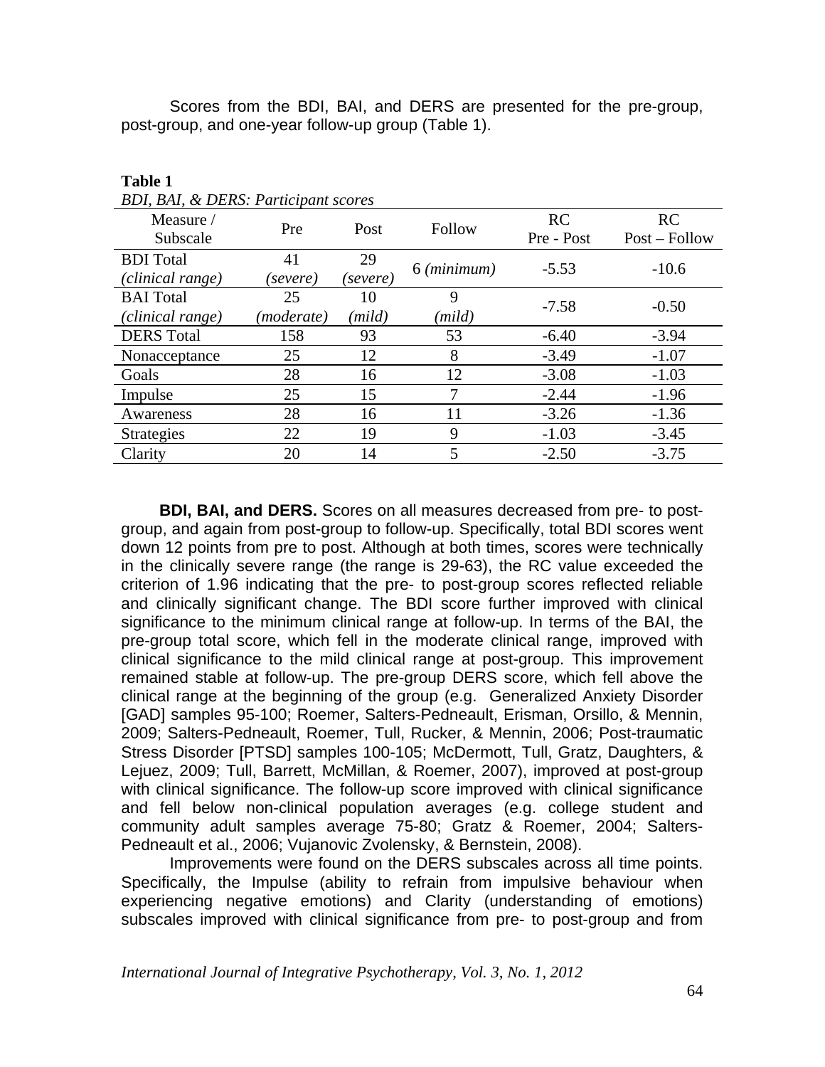Scores from the BDI, BAI, and DERS are presented for the pre-group, post-group, and one-year follow-up group (Table 1).

**Table 1**

*BDI, BAI, & DERS: Participant scores*

| Measure / Subscale | Pre | Post | Follow | RC Pre - Post | RC Post – Follow |
|---|---|---|---|---|---|
| BDI Total *(clinical range)* | 41 *(severe)* | 29 *(severe)* | 6 *(minimum)* | -5.53 | -10.6 |
| BAI Total *(clinical range)* | 25 *(moderate)* | 10 *(mild)* | 9 *(mild)* | -7.58 | -0.50 |
| DERS Total | 158 | 93 | 53 | -6.40 | -3.94 |
| Nonacceptance | 25 | 12 | 8 | -3.49 | -1.07 |
| Goals | 28 | 16 | 12 | -3.08 | -1.03 |
| Impulse | 25 | 15 | 7 | -2.44 | -1.96 |
| Awareness | 28 | 16 | 11 | -3.26 | -1.36 |
| Strategies | 22 | 19 | 9 | -1.03 | -3.45 |
| Clarity | 20 | 14 | 5 | -2.50 | -3.75 |

**BDI, BAI, and DERS.** Scores on all measures decreased from pre- to post-group, and again from post-group to follow-up. Specifically, total BDI scores went down 12 points from pre to post. Although at both times, scores were technically in the clinically severe range (the range is 29-63), the RC value exceeded the criterion of 1.96 indicating that the pre- to post-group scores reflected reliable and clinically significant change. The BDI score further improved with clinical significance to the minimum clinical range at follow-up. In terms of the BAI, the pre-group total score, which fell in the moderate clinical range, improved with clinical significance to the mild clinical range at post-group. This improvement remained stable at follow-up. The pre-group DERS score, which fell above the clinical range at the beginning of the group (e.g. Generalized Anxiety Disorder [GAD] samples 95-100; Roemer, Salters-Pedneault, Erisman, Orsillo, & Mennin, 2009; Salters-Pedneault, Roemer, Tull, Rucker, & Mennin, 2006; Post-traumatic Stress Disorder [PTSD] samples 100-105; McDermott, Tull, Gratz, Daughters, & Lejuez, 2009; Tull, Barrett, McMillan, & Roemer, 2007), improved at post-group with clinical significance. The follow-up score improved with clinical significance and fell below non-clinical population averages (e.g. college student and community adult samples average 75-80; Gratz & Roemer, 2004; Salters-Pedneault et al., 2006; Vujanovic Zvolensky, & Bernstein, 2008).

Improvements were found on the DERS subscales across all time points. Specifically, the Impulse (ability to refrain from impulsive behaviour when experiencing negative emotions) and Clarity (understanding of emotions) subscales improved with clinical significance from pre- to post-group and from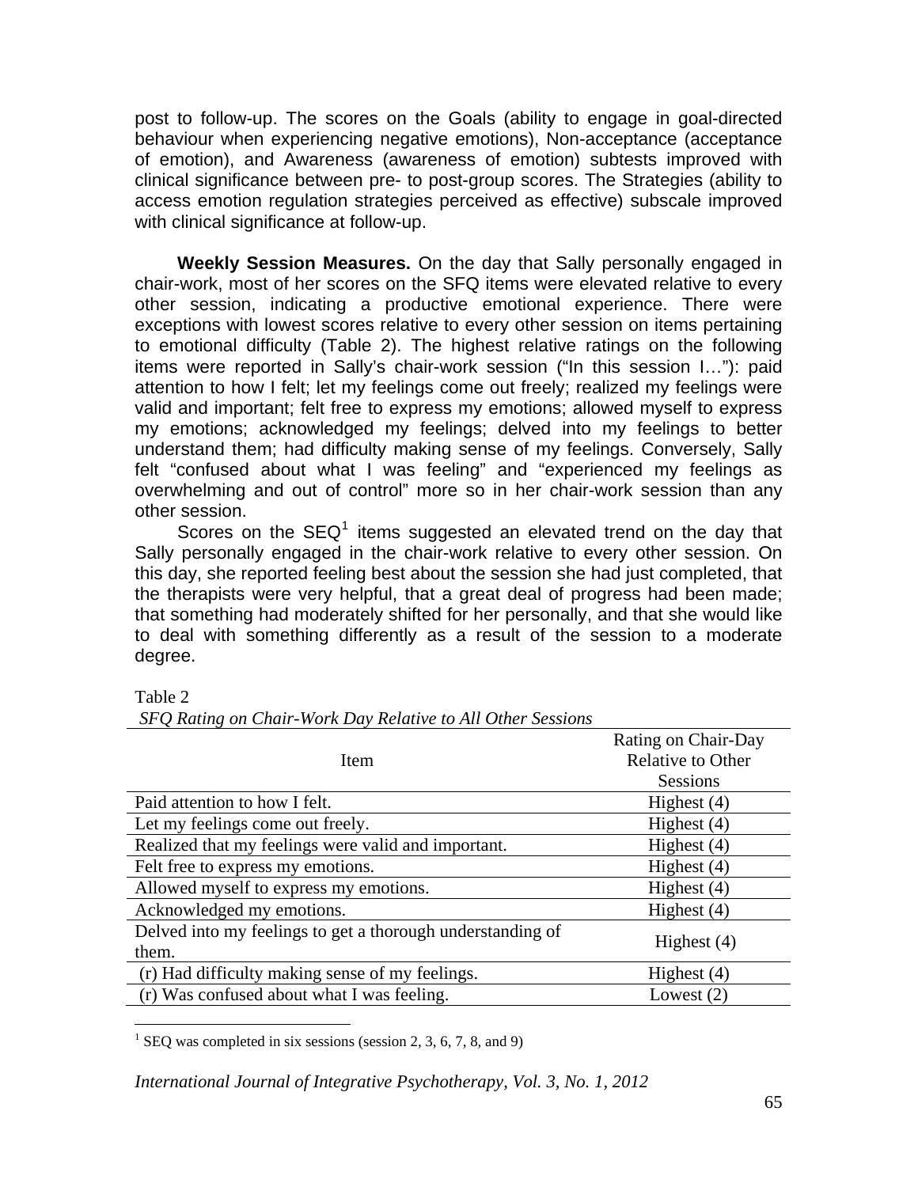post to follow-up. The scores on the Goals (ability to engage in goal-directed behaviour when experiencing negative emotions), Non-acceptance (acceptance of emotion), and Awareness (awareness of emotion) subtests improved with clinical significance between pre- to post-group scores. The Strategies (ability to access emotion regulation strategies perceived as effective) subscale improved with clinical significance at follow-up.

**Weekly Session Measures.** On the day that Sally personally engaged in chair-work, most of her scores on the SFQ items were elevated relative to every other session, indicating a productive emotional experience. There were exceptions with lowest scores relative to every other session on items pertaining to emotional difficulty (Table 2). The highest relative ratings on the following items were reported in Sally's chair-work session ("In this session I…"): paid attention to how I felt; let my feelings come out freely; realized my feelings were valid and important; felt free to express my emotions; allowed myself to express my emotions; acknowledged my feelings; delved into my feelings to better understand them; had difficulty making sense of my feelings. Conversely, Sally felt "confused about what I was feeling" and "experienced my feelings as overwhelming and out of control" more so in her chair-work session than any other session.

Scores on the SEQ[1] items suggested an elevated trend on the day that Sally personally engaged in the chair-work relative to every other session. On this day, she reported feeling best about the session she had just completed, that the therapists were very helpful, that a great deal of progress had been made; that something had moderately shifted for her personally, and that she would like to deal with something differently as a result of the session to a moderate degree.

Table 2

*SFQ Rating on Chair-Work Day Relative to All Other Sessions*

| Item | Rating on Chair-Day Relative to Other Sessions |
|---|---|
| Paid attention to how I felt. | Highest (4) |
| Let my feelings come out freely. | Highest (4) |
| Realized that my feelings were valid and important. | Highest (4) |
| Felt free to express my emotions. | Highest (4) |
| Allowed myself to express my emotions. | Highest (4) |
| Acknowledged my emotions. | Highest (4) |
| Delved into my feelings to get a thorough understanding of them. | Highest (4) |
| (r) Had difficulty making sense of my feelings. | Highest (4) |
| (r) Was confused about what I was feeling. | Lowest (2) |

[1] SEQ was completed in six sessions (session 2, 3, 6, 7, 8, and 9)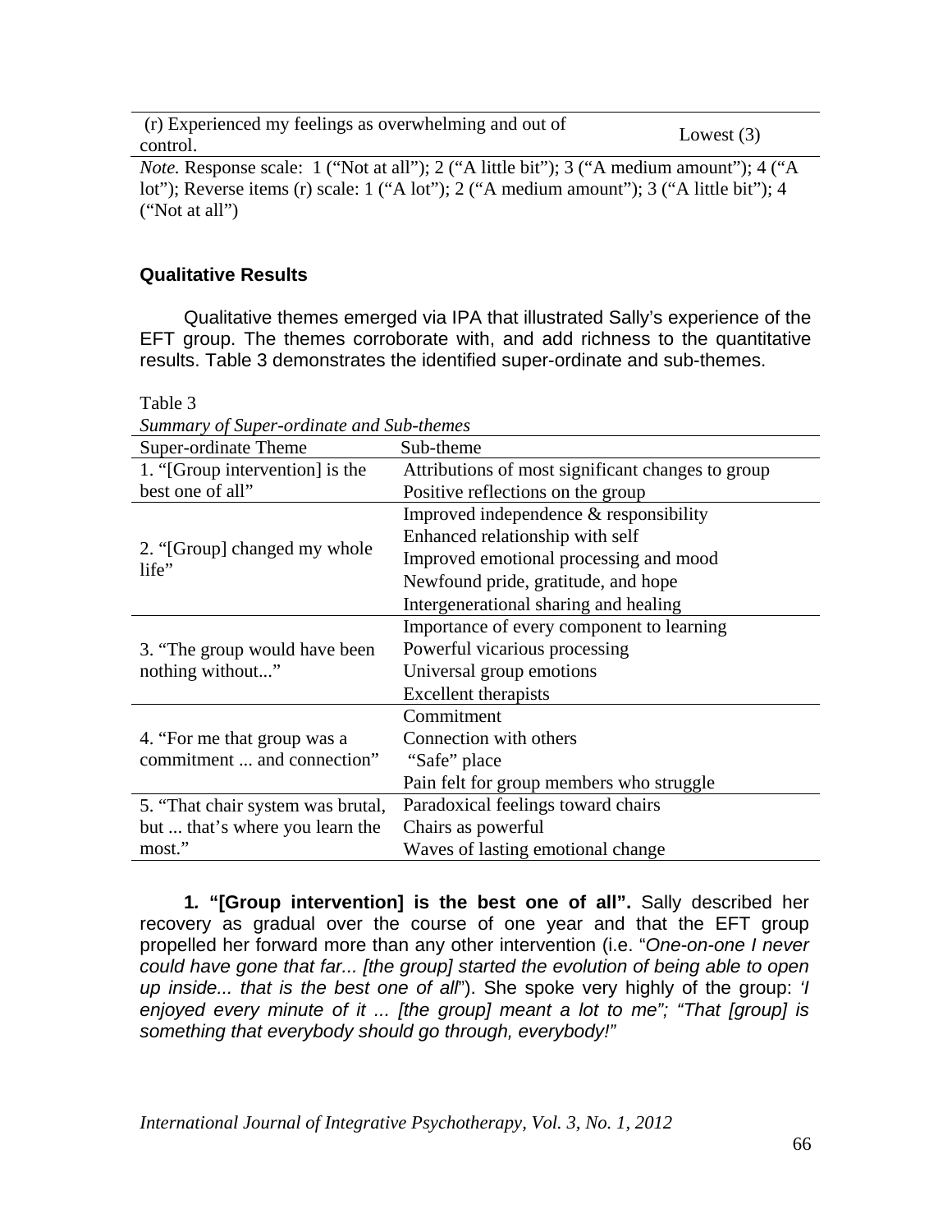| (r) Experienced my feelings as overwhelming and out of control. | Lowest (3) |
|---|---|

*Note.* Response scale: 1 ("Not at all"); 2 ("A little bit"); 3 ("A medium amount"); 4 ("A lot"); Reverse items (r) scale: 1 ("A lot"); 2 ("A medium amount"); 3 ("A little bit"); 4 ("Not at all")

### Qualitative Results

Qualitative themes emerged via IPA that illustrated Sally's experience of the EFT group. The themes corroborate with, and add richness to the quantitative results. Table 3 demonstrates the identified super-ordinate and sub-themes.

Table 3
*Summary of Super-ordinate and Sub-themes*

| Super-ordinate Theme | Sub-theme |
|---|---|
| 1. "[Group intervention] is the best one of all" | Attributions of most significant changes to group<br>Positive reflections on the group |
| 2. "[Group] changed my whole life" | Improved independence & responsibility<br>Enhanced relationship with self<br>Improved emotional processing and mood<br>Newfound pride, gratitude, and hope<br>Intergenerational sharing and healing |
| 3. "The group would have been nothing without..." | Importance of every component to learning<br>Powerful vicarious processing<br>Universal group emotions<br>Excellent therapists |
| 4. "For me that group was a commitment ... and connection" | Commitment<br>Connection with others<br>"Safe" place<br>Pain felt for group members who struggle |
| 5. "That chair system was brutal, but ... that's where you learn the most." | Paradoxical feelings toward chairs<br>Chairs as powerful<br>Waves of lasting emotional change |

**1. "[Group intervention] is the best one of all".** Sally described her recovery as gradual over the course of one year and that the EFT group propelled her forward more than any other intervention (i.e. "*One-on-one I never could have gone that far... [the group] started the evolution of being able to open up inside... that is the best one of all*"). She spoke very highly of the group: *'I enjoyed every minute of it ... [the group] meant a lot to me"; "That [group] is something that everybody should go through, everybody!"*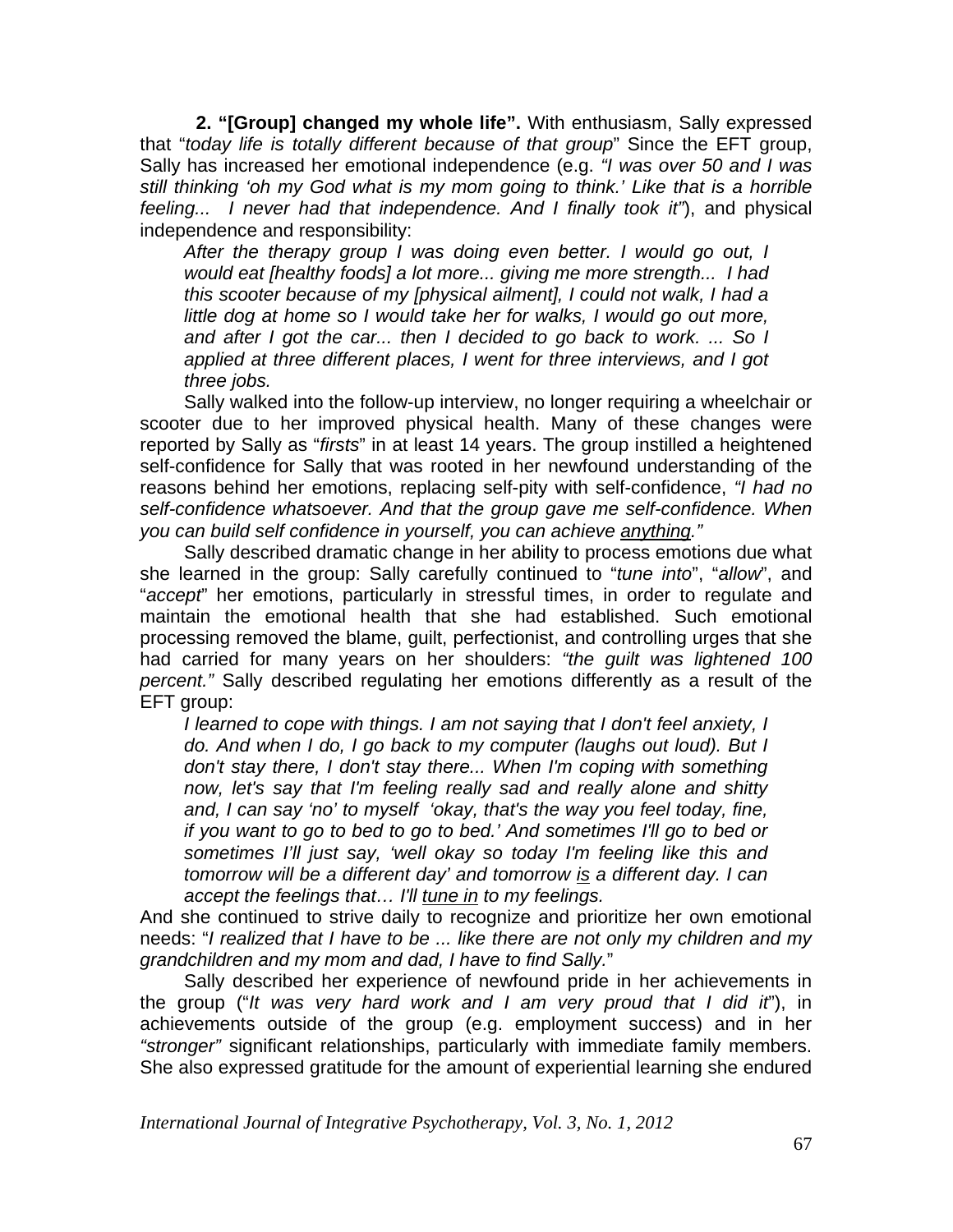**2. "[Group] changed my whole life".** With enthusiasm, Sally expressed that "*today life is totally different because of that group*" Since the EFT group, Sally has increased her emotional independence (e.g. *"I was over 50 and I was still thinking 'oh my God what is my mom going to think.' Like that is a horrible feeling... I never had that independence. And I finally took it"*), and physical independence and responsibility:

> *After the therapy group I was doing even better. I would go out, I would eat [healthy foods] a lot more... giving me more strength... I had this scooter because of my [physical ailment], I could not walk, I had a little dog at home so I would take her for walks, I would go out more, and after I got the car... then I decided to go back to work. ... So I applied at three different places, I went for three interviews, and I got three jobs.*

Sally walked into the follow-up interview, no longer requiring a wheelchair or scooter due to her improved physical health. Many of these changes were reported by Sally as "*firsts*" in at least 14 years. The group instilled a heightened self-confidence for Sally that was rooted in her newfound understanding of the reasons behind her emotions, replacing self-pity with self-confidence, *"I had no self-confidence whatsoever. And that the group gave me self-confidence. When you can build self confidence in yourself, you can achieve <u>anything</u>."*

Sally described dramatic change in her ability to process emotions due what she learned in the group: Sally carefully continued to "*tune into*", "*allow*", and "*accept*" her emotions, particularly in stressful times, in order to regulate and maintain the emotional health that she had established. Such emotional processing removed the blame, guilt, perfectionist, and controlling urges that she had carried for many years on her shoulders: *"the guilt was lightened 100 percent."* Sally described regulating her emotions differently as a result of the EFT group:

> *I learned to cope with things. I am not saying that I don't feel anxiety, I do. And when I do, I go back to my computer (laughs out loud). But I don't stay there, I don't stay there... When I'm coping with something now, let's say that I'm feeling really sad and really alone and shitty and, I can say 'no' to myself 'okay, that's the way you feel today, fine, if you want to go to bed to go to bed.' And sometimes I'll go to bed or sometimes I'll just say, 'well okay so today I'm feeling like this and tomorrow will be a different day' and tomorrow <u>is</u> a different day. I can accept the feelings that… I'll <u>tune in</u> to my feelings.*

And she continued to strive daily to recognize and prioritize her own emotional needs: "*I realized that I have to be ... like there are not only my children and my grandchildren and my mom and dad, I have to find Sally.*"

Sally described her experience of newfound pride in her achievements in the group ("*It was very hard work and I am very proud that I did it*"), in achievements outside of the group (e.g. employment success) and in her *"stronger"* significant relationships, particularly with immediate family members. She also expressed gratitude for the amount of experiential learning she endured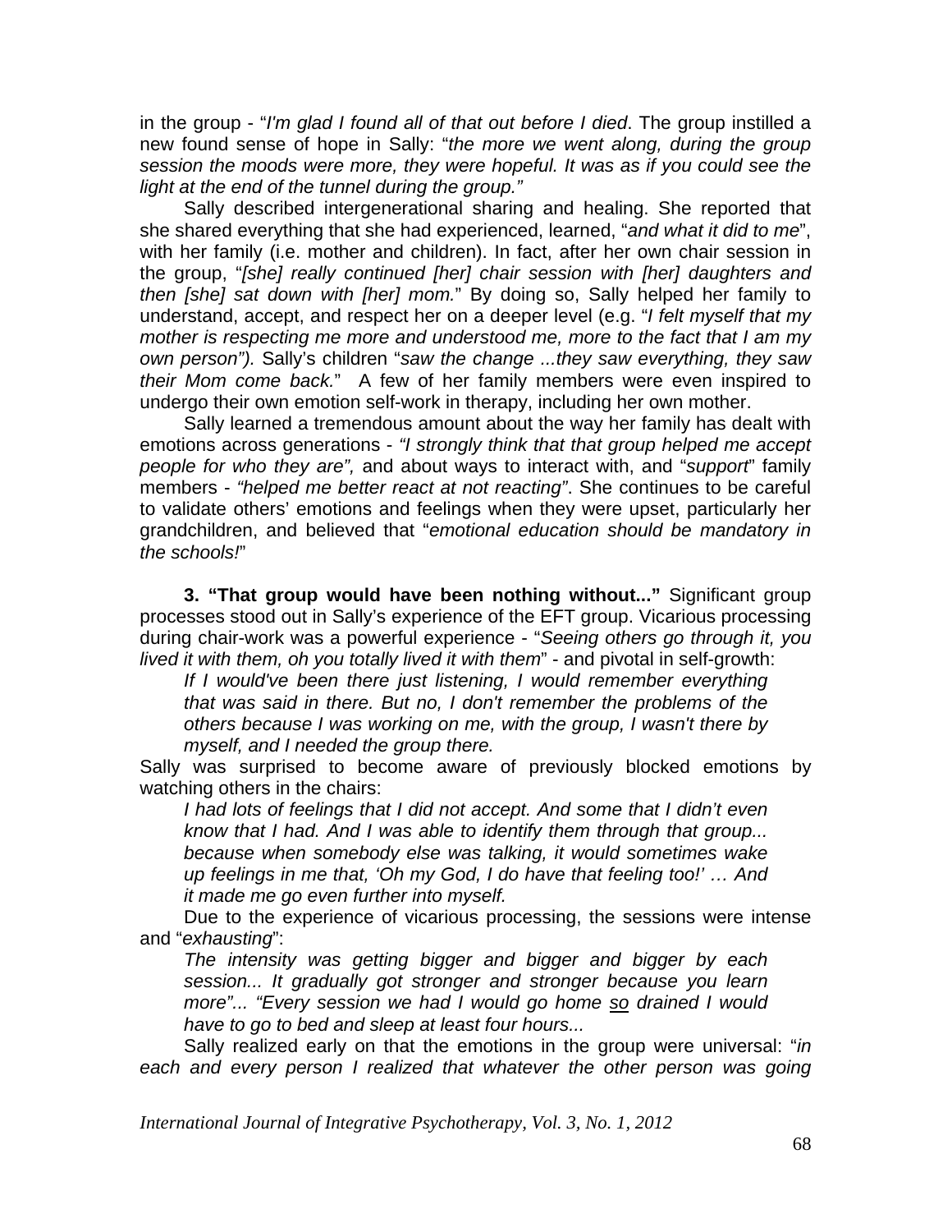in the group - "*I'm glad I found all of that out before I died*. The group instilled a new found sense of hope in Sally: "*the more we went along, during the group session the moods were more, they were hopeful. It was as if you could see the light at the end of the tunnel during the group."*

Sally described intergenerational sharing and healing. She reported that she shared everything that she had experienced, learned, "*and what it did to me*", with her family (i.e. mother and children). In fact, after her own chair session in the group, "*[she] really continued [her] chair session with [her] daughters and then [she] sat down with [her] mom.*" By doing so, Sally helped her family to understand, accept, and respect her on a deeper level (e.g. "*I felt myself that my mother is respecting me more and understood me, more to the fact that I am my own person").* Sally's children "*saw the change ...they saw everything, they saw their Mom come back.*" A few of her family members were even inspired to undergo their own emotion self-work in therapy, including her own mother.

Sally learned a tremendous amount about the way her family has dealt with emotions across generations - *"I strongly think that that group helped me accept people for who they are",* and about ways to interact with, and "*support*" family members - *"helped me better react at not reacting"*. She continues to be careful to validate others' emotions and feelings when they were upset, particularly her grandchildren, and believed that "*emotional education should be mandatory in the schools!*"

**3. "That group would have been nothing without..."** Significant group processes stood out in Sally's experience of the EFT group. Vicarious processing during chair-work was a powerful experience - "*Seeing others go through it, you lived it with them, oh you totally lived it with them*" - and pivotal in self-growth:

> *If I would've been there just listening, I would remember everything that was said in there. But no, I don't remember the problems of the others because I was working on me, with the group, I wasn't there by myself, and I needed the group there.*

Sally was surprised to become aware of previously blocked emotions by watching others in the chairs:

> *I had lots of feelings that I did not accept. And some that I didn't even know that I had. And I was able to identify them through that group... because when somebody else was talking, it would sometimes wake up feelings in me that, 'Oh my God, I do have that feeling too!' … And it made me go even further into myself.*

Due to the experience of vicarious processing, the sessions were intense and "*exhausting*":

> *The intensity was getting bigger and bigger and bigger by each session... It gradually got stronger and stronger because you learn more"... "Every session we had I would go home <u>so</u> drained I would have to go to bed and sleep at least four hours...*

Sally realized early on that the emotions in the group were universal: "*in each and every person I realized that whatever the other person was going*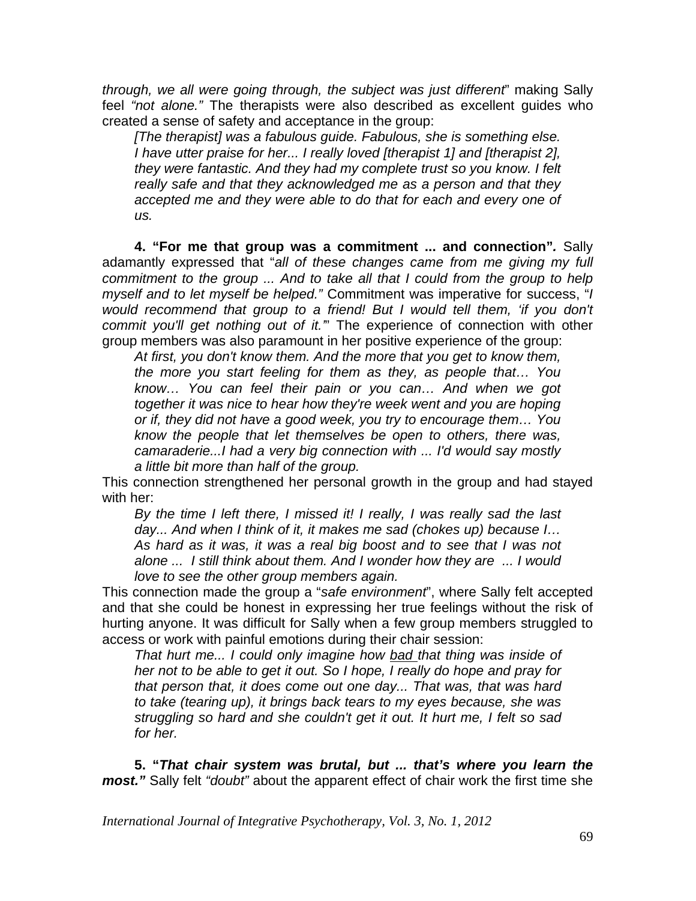*through, we all were going through, the subject was just different*" making Sally feel *"not alone."* The therapists were also described as excellent guides who created a sense of safety and acceptance in the group:

> *[The therapist] was a fabulous guide. Fabulous, she is something else. I have utter praise for her... I really loved [therapist 1] and [therapist 2], they were fantastic. And they had my complete trust so you know. I felt really safe and that they acknowledged me as a person and that they accepted me and they were able to do that for each and every one of us.*

**4. "For me that group was a commitment ... and connection".** Sally adamantly expressed that "*all of these changes came from me giving my full commitment to the group ... And to take all that I could from the group to help myself and to let myself be helped."* Commitment was imperative for success, "*I would recommend that group to a friend! But I would tell them, 'if you don't commit you'll get nothing out of it.'*" The experience of connection with other group members was also paramount in her positive experience of the group:

> *At first, you don't know them. And the more that you get to know them, the more you start feeling for them as they, as people that… You know… You can feel their pain or you can… And when we got together it was nice to hear how they're week went and you are hoping or if, they did not have a good week, you try to encourage them… You know the people that let themselves be open to others, there was, camaraderie...I had a very big connection with ... I'd would say mostly a little bit more than half of the group.*

This connection strengthened her personal growth in the group and had stayed with her:

> *By the time I left there, I missed it! I really, I was really sad the last day... And when I think of it, it makes me sad (chokes up) because I… As hard as it was, it was a real big boost and to see that I was not alone ... I still think about them. And I wonder how they are ... I would love to see the other group members again.*

This connection made the group a "*safe environment*", where Sally felt accepted and that she could be honest in expressing her true feelings without the risk of hurting anyone. It was difficult for Sally when a few group members struggled to access or work with painful emotions during their chair session:

> *That hurt me... I could only imagine how bad that thing was inside of her not to be able to get it out. So I hope, I really do hope and pray for that person that, it does come out one day... That was, that was hard to take (tearing up), it brings back tears to my eyes because, she was struggling so hard and she couldn't get it out. It hurt me, I felt so sad for her.*

**5. "*That chair system was brutal, but ... that's where you learn the most.*"** Sally felt *"doubt"* about the apparent effect of chair work the first time she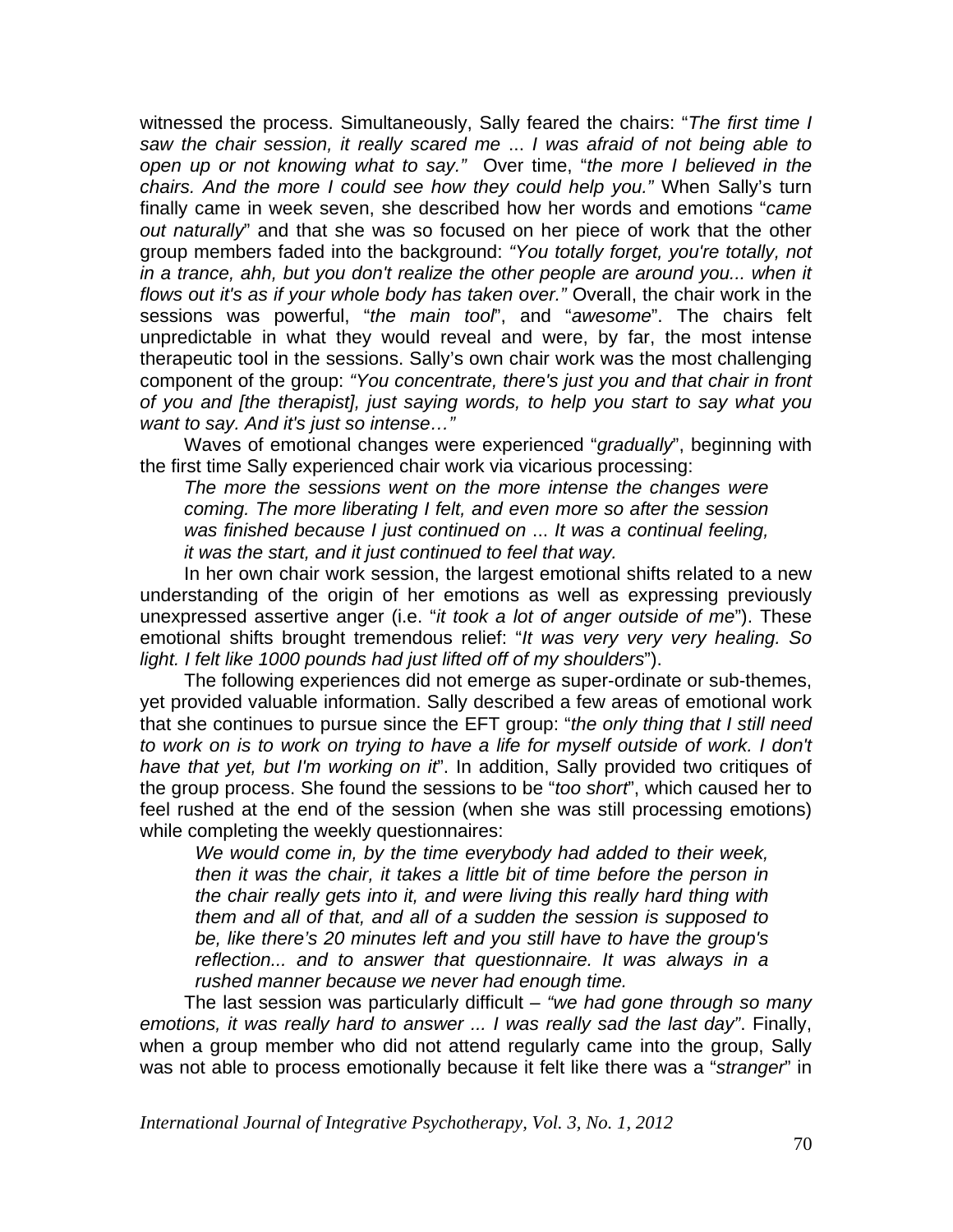witnessed the process. Simultaneously, Sally feared the chairs: "*The first time I saw the chair session, it really scared me* ... *I was afraid of not being able to open up or not knowing what to say."* Over time, "*the more I believed in the chairs. And the more I could see how they could help you."* When Sally's turn finally came in week seven, she described how her words and emotions "*came out naturally*" and that she was so focused on her piece of work that the other group members faded into the background: *"You totally forget, you're totally, not in a trance, ahh, but you don't realize the other people are around you... when it flows out it's as if your whole body has taken over."* Overall, the chair work in the sessions was powerful, "*the main tool*", and "*awesome*". The chairs felt unpredictable in what they would reveal and were, by far, the most intense therapeutic tool in the sessions. Sally's own chair work was the most challenging component of the group: *"You concentrate, there's just you and that chair in front of you and [the therapist], just saying words, to help you start to say what you want to say. And it's just so intense…"*

Waves of emotional changes were experienced "*gradually*", beginning with the first time Sally experienced chair work via vicarious processing:

> *The more the sessions went on the more intense the changes were coming. The more liberating I felt, and even more so after the session was finished because I just continued on* ... *It was a continual feeling, it was the start, and it just continued to feel that way.*

In her own chair work session, the largest emotional shifts related to a new understanding of the origin of her emotions as well as expressing previously unexpressed assertive anger (i.e. "*it took a lot of anger outside of me*"). These emotional shifts brought tremendous relief: "*It was very very very healing. So light. I felt like 1000 pounds had just lifted off of my shoulders*").

The following experiences did not emerge as super-ordinate or sub-themes, yet provided valuable information. Sally described a few areas of emotional work that she continues to pursue since the EFT group: "*the only thing that I still need to work on is to work on trying to have a life for myself outside of work. I don't have that yet, but I'm working on it*". In addition, Sally provided two critiques of the group process. She found the sessions to be "*too short*", which caused her to feel rushed at the end of the session (when she was still processing emotions) while completing the weekly questionnaires:

> *We would come in, by the time everybody had added to their week, then it was the chair, it takes a little bit of time before the person in the chair really gets into it, and were living this really hard thing with them and all of that, and all of a sudden the session is supposed to be, like there's 20 minutes left and you still have to have the group's reflection... and to answer that questionnaire. It was always in a rushed manner because we never had enough time.*

The last session was particularly difficult – *"we had gone through so many emotions, it was really hard to answer ... I was really sad the last day"*. Finally, when a group member who did not attend regularly came into the group, Sally was not able to process emotionally because it felt like there was a "*stranger*" in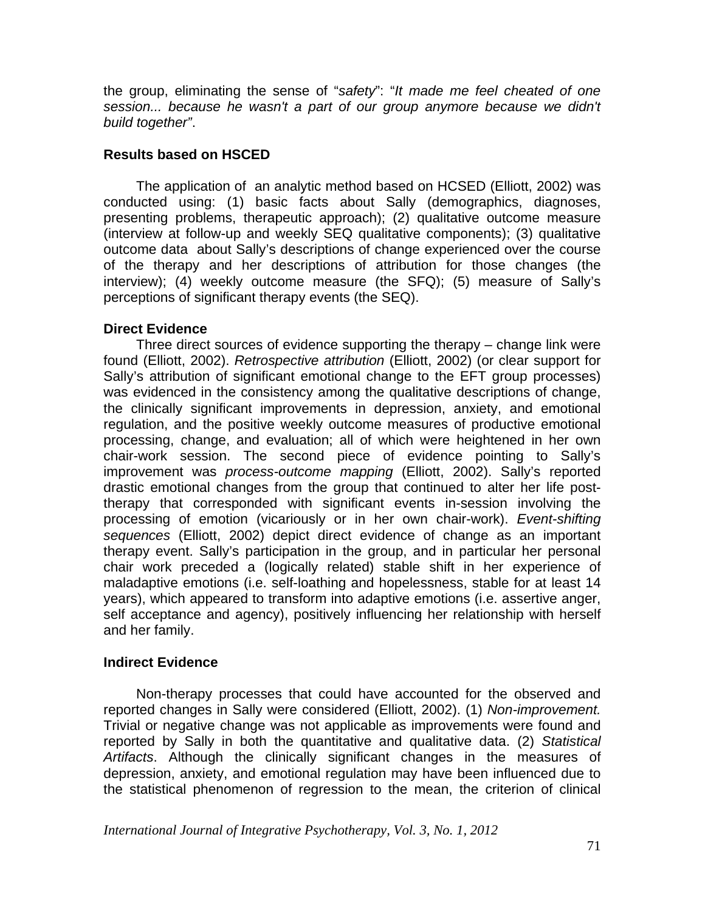the group, eliminating the sense of "*safety*": "*It made me feel cheated of one session... because he wasn't a part of our group anymore because we didn't build together*".

### Results based on HSCED

The application of an analytic method based on HCSED (Elliott, 2002) was conducted using: (1) basic facts about Sally (demographics, diagnoses, presenting problems, therapeutic approach); (2) qualitative outcome measure (interview at follow-up and weekly SEQ qualitative components); (3) qualitative outcome data about Sally's descriptions of change experienced over the course of the therapy and her descriptions of attribution for those changes (the interview); (4) weekly outcome measure (the SFQ); (5) measure of Sally's perceptions of significant therapy events (the SEQ).

### Direct Evidence

Three direct sources of evidence supporting the therapy – change link were found (Elliott, 2002). *Retrospective attribution* (Elliott, 2002) (or clear support for Sally's attribution of significant emotional change to the EFT group processes) was evidenced in the consistency among the qualitative descriptions of change, the clinically significant improvements in depression, anxiety, and emotional regulation, and the positive weekly outcome measures of productive emotional processing, change, and evaluation; all of which were heightened in her own chair-work session. The second piece of evidence pointing to Sally's improvement was *process-outcome mapping* (Elliott, 2002). Sally's reported drastic emotional changes from the group that continued to alter her life post-therapy that corresponded with significant events in-session involving the processing of emotion (vicariously or in her own chair-work). *Event-shifting sequences* (Elliott, 2002) depict direct evidence of change as an important therapy event. Sally's participation in the group, and in particular her personal chair work preceded a (logically related) stable shift in her experience of maladaptive emotions (i.e. self-loathing and hopelessness, stable for at least 14 years), which appeared to transform into adaptive emotions (i.e. assertive anger, self acceptance and agency), positively influencing her relationship with herself and her family.

### Indirect Evidence

Non-therapy processes that could have accounted for the observed and reported changes in Sally were considered (Elliott, 2002). (1) *Non-improvement.* Trivial or negative change was not applicable as improvements were found and reported by Sally in both the quantitative and qualitative data. (2) *Statistical Artifacts*. Although the clinically significant changes in the measures of depression, anxiety, and emotional regulation may have been influenced due to the statistical phenomenon of regression to the mean, the criterion of clinical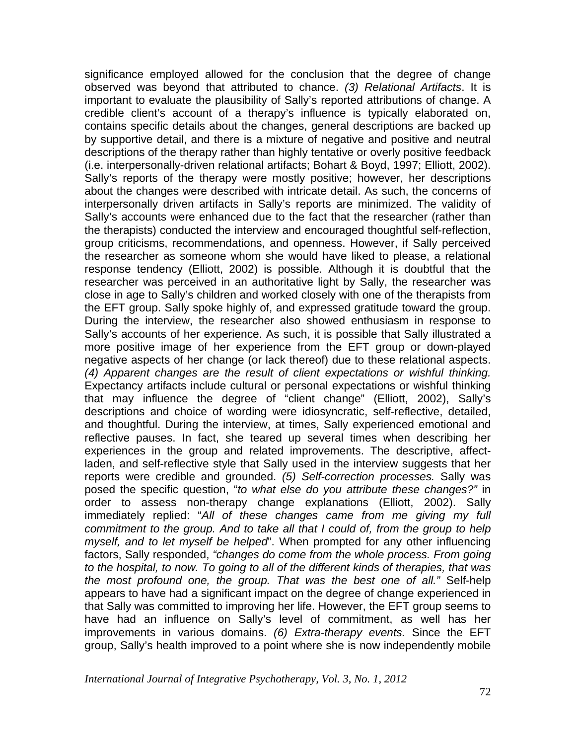significance employed allowed for the conclusion that the degree of change observed was beyond that attributed to chance. *(3) Relational Artifacts*. It is important to evaluate the plausibility of Sally's reported attributions of change. A credible client's account of a therapy's influence is typically elaborated on, contains specific details about the changes, general descriptions are backed up by supportive detail, and there is a mixture of negative and positive and neutral descriptions of the therapy rather than highly tentative or overly positive feedback (i.e. interpersonally-driven relational artifacts; Bohart & Boyd, 1997; Elliott, 2002). Sally's reports of the therapy were mostly positive; however, her descriptions about the changes were described with intricate detail. As such, the concerns of interpersonally driven artifacts in Sally's reports are minimized. The validity of Sally's accounts were enhanced due to the fact that the researcher (rather than the therapists) conducted the interview and encouraged thoughtful self-reflection, group criticisms, recommendations, and openness. However, if Sally perceived the researcher as someone whom she would have liked to please, a relational response tendency (Elliott, 2002) is possible. Although it is doubtful that the researcher was perceived in an authoritative light by Sally, the researcher was close in age to Sally's children and worked closely with one of the therapists from the EFT group. Sally spoke highly of, and expressed gratitude toward the group. During the interview, the researcher also showed enthusiasm in response to Sally's accounts of her experience. As such, it is possible that Sally illustrated a more positive image of her experience from the EFT group or down-played negative aspects of her change (or lack thereof) due to these relational aspects. *(4) Apparent changes are the result of client expectations or wishful thinking.* Expectancy artifacts include cultural or personal expectations or wishful thinking that may influence the degree of "client change" (Elliott, 2002), Sally's descriptions and choice of wording were idiosyncratic, self-reflective, detailed, and thoughtful. During the interview, at times, Sally experienced emotional and reflective pauses. In fact, she teared up several times when describing her experiences in the group and related improvements. The descriptive, affect-laden, and self-reflective style that Sally used in the interview suggests that her reports were credible and grounded. *(5) Self-correction processes.* Sally was posed the specific question, "*to what else do you attribute these changes?"* in order to assess non-therapy change explanations (Elliott, 2002). Sally immediately replied: "*All of these changes came from me giving my full commitment to the group. And to take all that I could of, from the group to help myself, and to let myself be helped*". When prompted for any other influencing factors, Sally responded, *"changes do come from the whole process. From going to the hospital, to now. To going to all of the different kinds of therapies, that was the most profound one, the group. That was the best one of all."* Self-help appears to have had a significant impact on the degree of change experienced in that Sally was committed to improving her life. However, the EFT group seems to have had an influence on Sally's level of commitment, as well has her improvements in various domains. *(6) Extra-therapy events.* Since the EFT group, Sally's health improved to a point where she is now independently mobile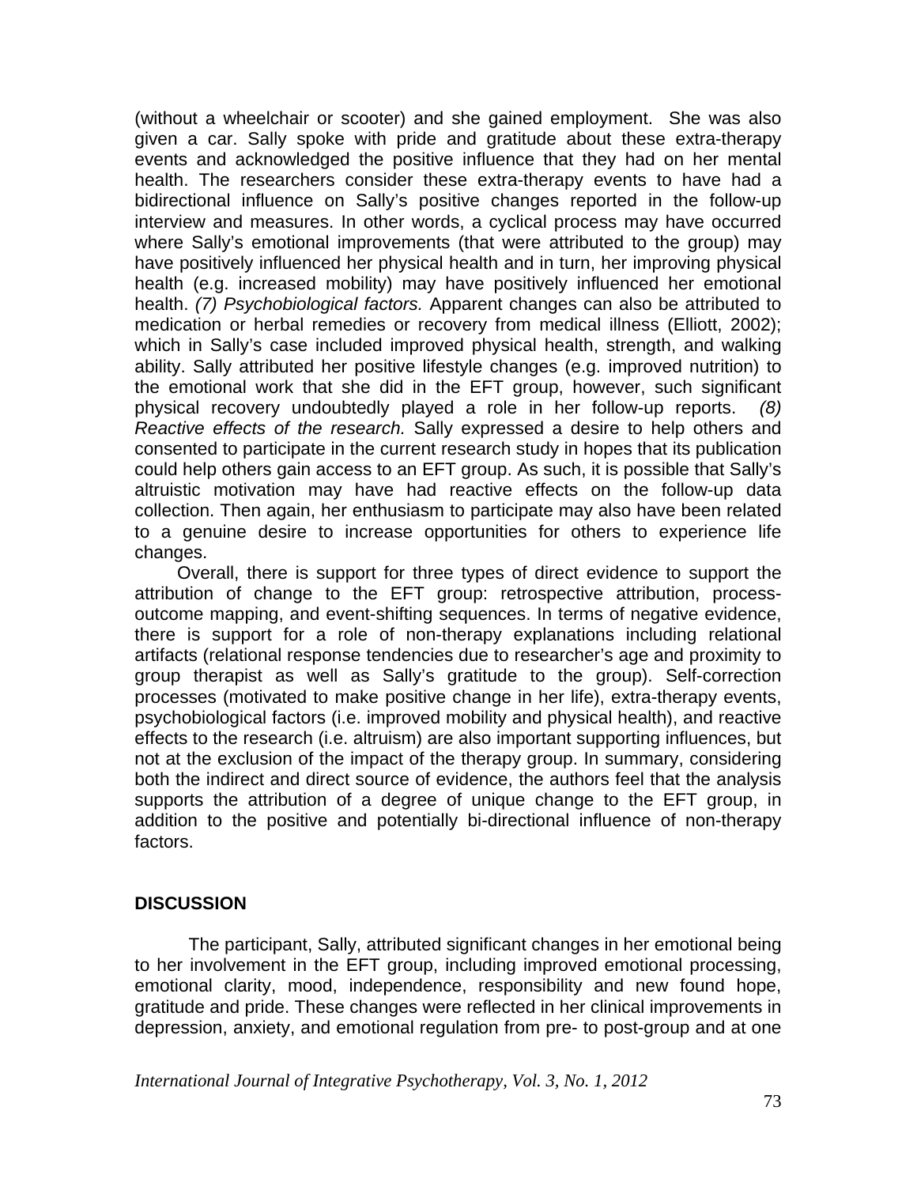(without a wheelchair or scooter) and she gained employment. She was also given a car. Sally spoke with pride and gratitude about these extra-therapy events and acknowledged the positive influence that they had on her mental health. The researchers consider these extra-therapy events to have had a bidirectional influence on Sally's positive changes reported in the follow-up interview and measures. In other words, a cyclical process may have occurred where Sally's emotional improvements (that were attributed to the group) may have positively influenced her physical health and in turn, her improving physical health (e.g. increased mobility) may have positively influenced her emotional health. *(7) Psychobiological factors.* Apparent changes can also be attributed to medication or herbal remedies or recovery from medical illness (Elliott, 2002); which in Sally's case included improved physical health, strength, and walking ability. Sally attributed her positive lifestyle changes (e.g. improved nutrition) to the emotional work that she did in the EFT group, however, such significant physical recovery undoubtedly played a role in her follow-up reports. *(8) Reactive effects of the research.* Sally expressed a desire to help others and consented to participate in the current research study in hopes that its publication could help others gain access to an EFT group. As such, it is possible that Sally's altruistic motivation may have had reactive effects on the follow-up data collection. Then again, her enthusiasm to participate may also have been related to a genuine desire to increase opportunities for others to experience life changes.

Overall, there is support for three types of direct evidence to support the attribution of change to the EFT group: retrospective attribution, process-outcome mapping, and event-shifting sequences. In terms of negative evidence, there is support for a role of non-therapy explanations including relational artifacts (relational response tendencies due to researcher's age and proximity to group therapist as well as Sally's gratitude to the group). Self-correction processes (motivated to make positive change in her life), extra-therapy events, psychobiological factors (i.e. improved mobility and physical health), and reactive effects to the research (i.e. altruism) are also important supporting influences, but not at the exclusion of the impact of the therapy group. In summary, considering both the indirect and direct source of evidence, the authors feel that the analysis supports the attribution of a degree of unique change to the EFT group, in addition to the positive and potentially bi-directional influence of non-therapy factors.

## DISCUSSION

The participant, Sally, attributed significant changes in her emotional being to her involvement in the EFT group, including improved emotional processing, emotional clarity, mood, independence, responsibility and new found hope, gratitude and pride. These changes were reflected in her clinical improvements in depression, anxiety, and emotional regulation from pre- to post-group and at one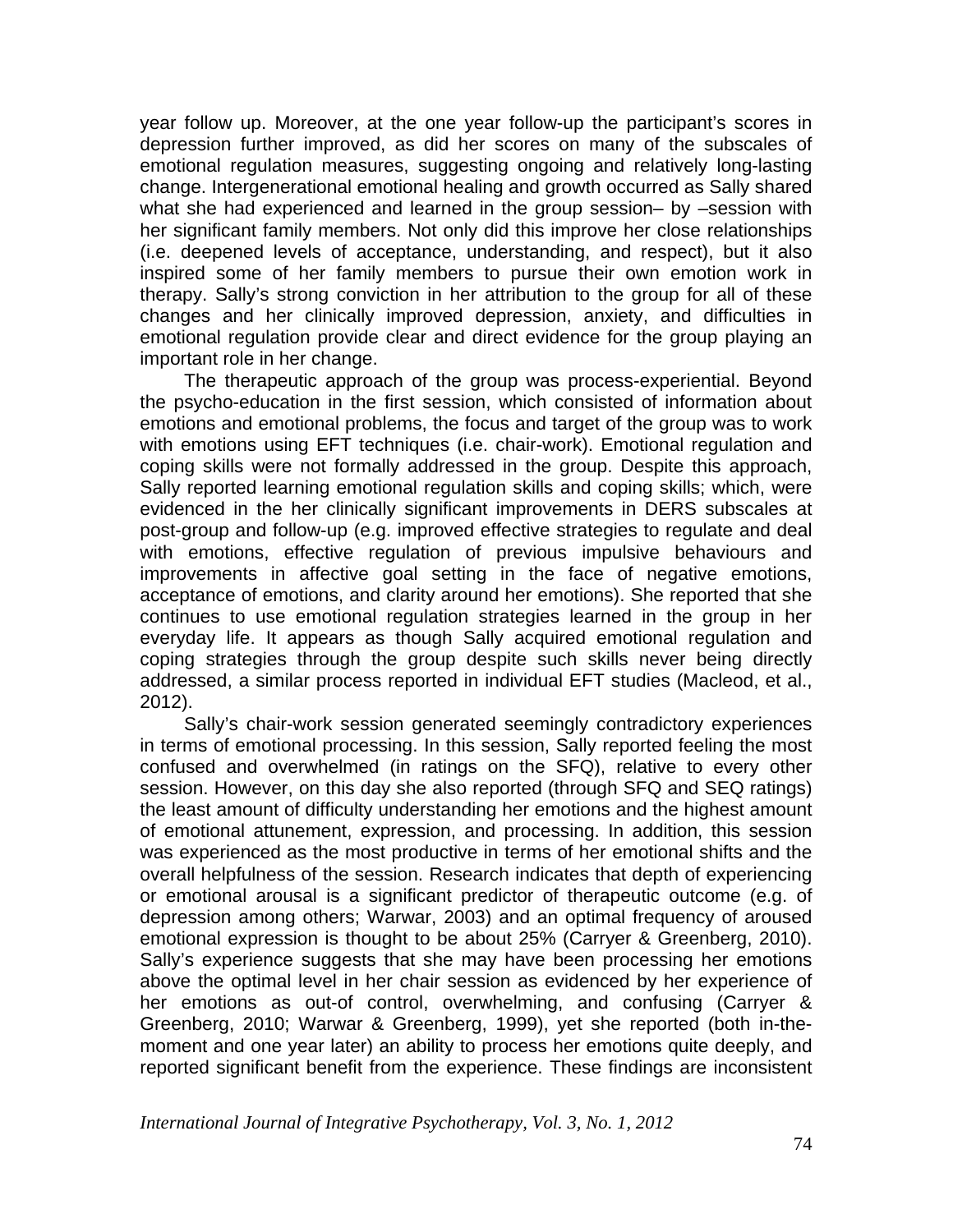year follow up. Moreover, at the one year follow-up the participant's scores in depression further improved, as did her scores on many of the subscales of emotional regulation measures, suggesting ongoing and relatively long-lasting change. Intergenerational emotional healing and growth occurred as Sally shared what she had experienced and learned in the group session– by –session with her significant family members. Not only did this improve her close relationships (i.e. deepened levels of acceptance, understanding, and respect), but it also inspired some of her family members to pursue their own emotion work in therapy. Sally's strong conviction in her attribution to the group for all of these changes and her clinically improved depression, anxiety, and difficulties in emotional regulation provide clear and direct evidence for the group playing an important role in her change.

The therapeutic approach of the group was process-experiential. Beyond the psycho-education in the first session, which consisted of information about emotions and emotional problems, the focus and target of the group was to work with emotions using EFT techniques (i.e. chair-work). Emotional regulation and coping skills were not formally addressed in the group. Despite this approach, Sally reported learning emotional regulation skills and coping skills; which, were evidenced in the her clinically significant improvements in DERS subscales at post-group and follow-up (e.g. improved effective strategies to regulate and deal with emotions, effective regulation of previous impulsive behaviours and improvements in affective goal setting in the face of negative emotions, acceptance of emotions, and clarity around her emotions). She reported that she continues to use emotional regulation strategies learned in the group in her everyday life. It appears as though Sally acquired emotional regulation and coping strategies through the group despite such skills never being directly addressed, a similar process reported in individual EFT studies (Macleod, et al., 2012).

Sally's chair-work session generated seemingly contradictory experiences in terms of emotional processing. In this session, Sally reported feeling the most confused and overwhelmed (in ratings on the SFQ), relative to every other session. However, on this day she also reported (through SFQ and SEQ ratings) the least amount of difficulty understanding her emotions and the highest amount of emotional attunement, expression, and processing. In addition, this session was experienced as the most productive in terms of her emotional shifts and the overall helpfulness of the session. Research indicates that depth of experiencing or emotional arousal is a significant predictor of therapeutic outcome (e.g. of depression among others; Warwar, 2003) and an optimal frequency of aroused emotional expression is thought to be about 25% (Carryer & Greenberg, 2010). Sally's experience suggests that she may have been processing her emotions above the optimal level in her chair session as evidenced by her experience of her emotions as out-of control, overwhelming, and confusing (Carryer & Greenberg, 2010; Warwar & Greenberg, 1999), yet she reported (both in-the-moment and one year later) an ability to process her emotions quite deeply, and reported significant benefit from the experience. These findings are inconsistent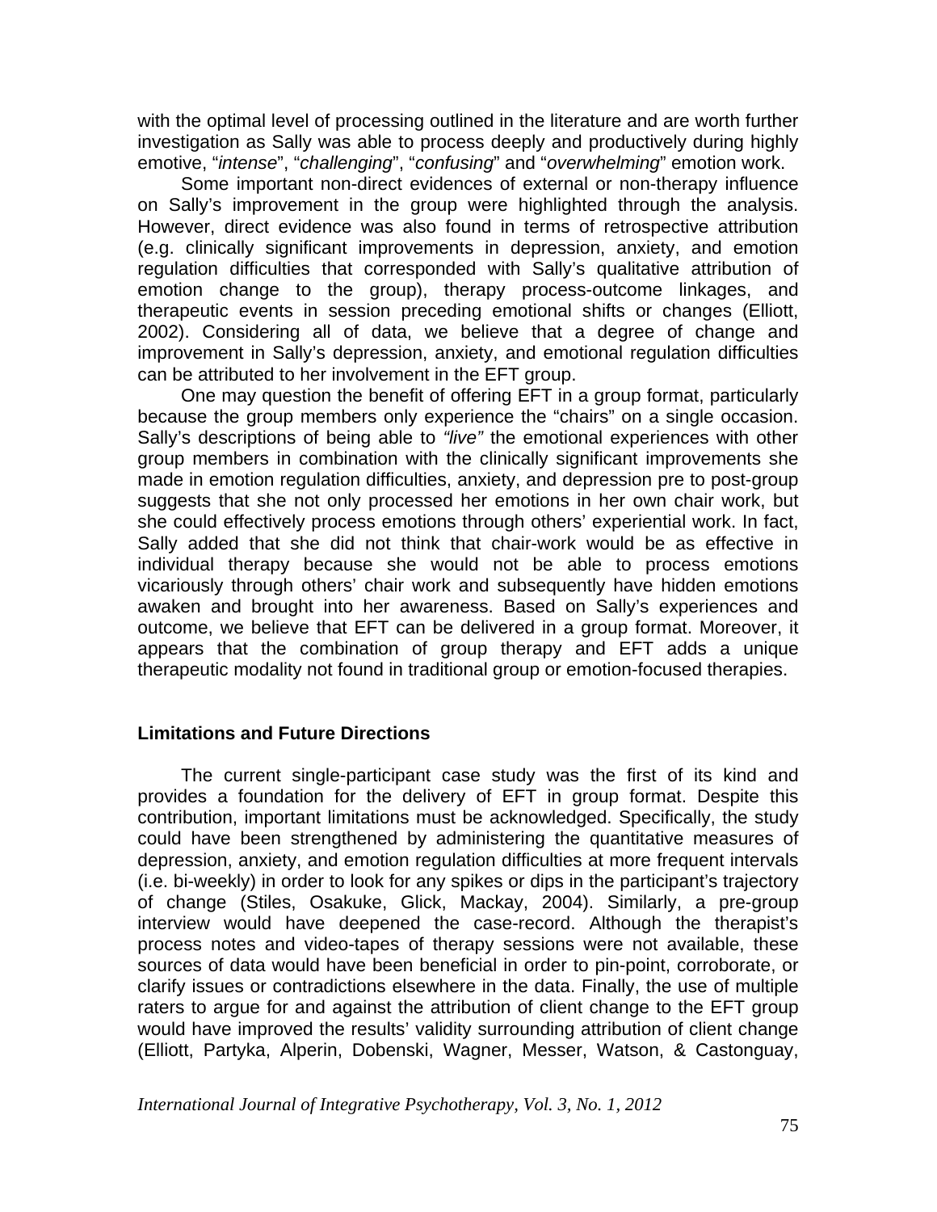with the optimal level of processing outlined in the literature and are worth further investigation as Sally was able to process deeply and productively during highly emotive, "*intense*", "*challenging*", "*confusing*" and "*overwhelming*" emotion work.

Some important non-direct evidences of external or non-therapy influence on Sally's improvement in the group were highlighted through the analysis. However, direct evidence was also found in terms of retrospective attribution (e.g. clinically significant improvements in depression, anxiety, and emotion regulation difficulties that corresponded with Sally's qualitative attribution of emotion change to the group), therapy process-outcome linkages, and therapeutic events in session preceding emotional shifts or changes (Elliott, 2002). Considering all of data, we believe that a degree of change and improvement in Sally's depression, anxiety, and emotional regulation difficulties can be attributed to her involvement in the EFT group.

One may question the benefit of offering EFT in a group format, particularly because the group members only experience the "chairs" on a single occasion. Sally's descriptions of being able to *"live"* the emotional experiences with other group members in combination with the clinically significant improvements she made in emotion regulation difficulties, anxiety, and depression pre to post-group suggests that she not only processed her emotions in her own chair work, but she could effectively process emotions through others' experiential work. In fact, Sally added that she did not think that chair-work would be as effective in individual therapy because she would not be able to process emotions vicariously through others' chair work and subsequently have hidden emotions awaken and brought into her awareness. Based on Sally's experiences and outcome, we believe that EFT can be delivered in a group format. Moreover, it appears that the combination of group therapy and EFT adds a unique therapeutic modality not found in traditional group or emotion-focused therapies.

## Limitations and Future Directions

The current single-participant case study was the first of its kind and provides a foundation for the delivery of EFT in group format. Despite this contribution, important limitations must be acknowledged. Specifically, the study could have been strengthened by administering the quantitative measures of depression, anxiety, and emotion regulation difficulties at more frequent intervals (i.e. bi-weekly) in order to look for any spikes or dips in the participant's trajectory of change (Stiles, Osakuke, Glick, Mackay, 2004). Similarly, a pre-group interview would have deepened the case-record. Although the therapist's process notes and video-tapes of therapy sessions were not available, these sources of data would have been beneficial in order to pin-point, corroborate, or clarify issues or contradictions elsewhere in the data. Finally, the use of multiple raters to argue for and against the attribution of client change to the EFT group would have improved the results' validity surrounding attribution of client change (Elliott, Partyka, Alperin, Dobenski, Wagner, Messer, Watson, & Castonguay,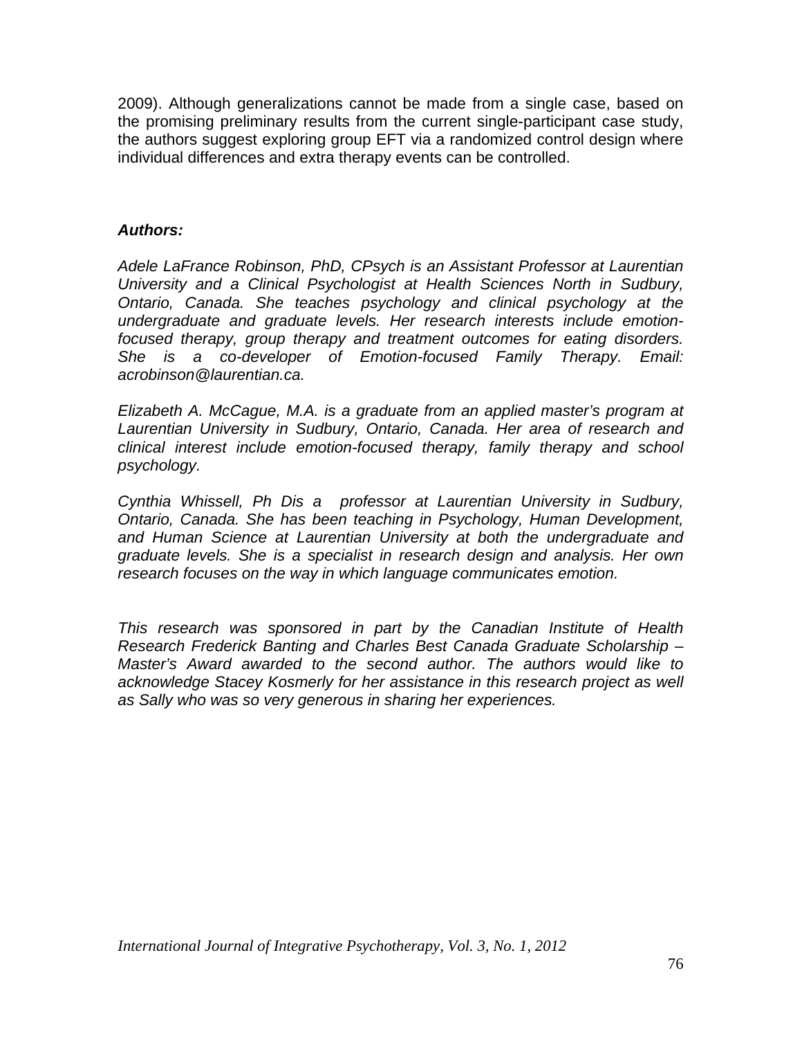2009). Although generalizations cannot be made from a single case, based on the promising preliminary results from the current single-participant case study, the authors suggest exploring group EFT via a randomized control design where individual differences and extra therapy events can be controlled.

***Authors:***

*Adele LaFrance Robinson, PhD, CPsych is an Assistant Professor at Laurentian University and a Clinical Psychologist at Health Sciences North in Sudbury, Ontario, Canada. She teaches psychology and clinical psychology at the undergraduate and graduate levels. Her research interests include emotion-focused therapy, group therapy and treatment outcomes for eating disorders. She is a co-developer of Emotion-focused Family Therapy. Email: acrobinson@laurentian.ca.*

*Elizabeth A. McCague, M.A. is a graduate from an applied master's program at Laurentian University in Sudbury, Ontario, Canada. Her area of research and clinical interest include emotion-focused therapy, family therapy and school psychology.*

*Cynthia Whissell, Ph Dis a professor at Laurentian University in Sudbury, Ontario, Canada. She has been teaching in Psychology, Human Development, and Human Science at Laurentian University at both the undergraduate and graduate levels. She is a specialist in research design and analysis. Her own research focuses on the way in which language communicates emotion.*

*This research was sponsored in part by the Canadian Institute of Health Research Frederick Banting and Charles Best Canada Graduate Scholarship – Master's Award awarded to the second author. The authors would like to acknowledge Stacey Kosmerly for her assistance in this research project as well as Sally who was so very generous in sharing her experiences.*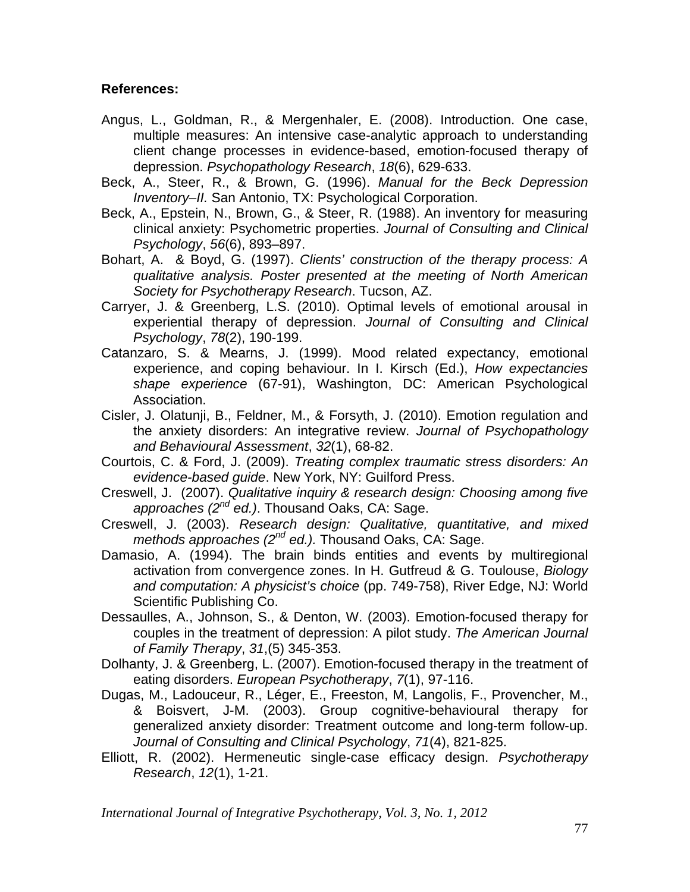**References:**

Angus, L., Goldman, R., & Mergenhaler, E. (2008). Introduction. One case, multiple measures: An intensive case-analytic approach to understanding client change processes in evidence-based, emotion-focused therapy of depression. *Psychopathology Research*, *18*(6), 629-633.

Beck, A., Steer, R., & Brown, G. (1996). *Manual for the Beck Depression Inventory–II.* San Antonio, TX: Psychological Corporation.

Beck, A., Epstein, N., Brown, G., & Steer, R. (1988). An inventory for measuring clinical anxiety: Psychometric properties. *Journal of Consulting and Clinical Psychology*, *56*(6), 893–897.

Bohart, A. & Boyd, G. (1997). *Clients' construction of the therapy process: A qualitative analysis. Poster presented at the meeting of North American Society for Psychotherapy Research*. Tucson, AZ.

Carryer, J. & Greenberg, L.S. (2010). Optimal levels of emotional arousal in experiential therapy of depression. *Journal of Consulting and Clinical Psychology*, *78*(2), 190-199.

Catanzaro, S. & Mearns, J. (1999). Mood related expectancy, emotional experience, and coping behaviour. In I. Kirsch (Ed.), *How expectancies shape experience* (67-91), Washington, DC: American Psychological Association.

Cisler, J. Olatunji, B., Feldner, M., & Forsyth, J. (2010). Emotion regulation and the anxiety disorders: An integrative review. *Journal of Psychopathology and Behavioural Assessment*, *32*(1), 68-82.

Courtois, C. & Ford, J. (2009). *Treating complex traumatic stress disorders: An evidence-based guide*. New York, NY: Guilford Press.

Creswell, J. (2007). *Qualitative inquiry & research design: Choosing among five approaches (2nd ed.)*. Thousand Oaks, CA: Sage.

Creswell, J. (2003). *Research design: Qualitative, quantitative, and mixed methods approaches (2nd ed.).* Thousand Oaks, CA: Sage.

Damasio, A. (1994). The brain binds entities and events by multiregional activation from convergence zones. In H. Gutfreud & G. Toulouse, *Biology and computation: A physicist's choice* (pp. 749-758), River Edge, NJ: World Scientific Publishing Co.

Dessaulles, A., Johnson, S., & Denton, W. (2003). Emotion-focused therapy for couples in the treatment of depression: A pilot study. *The American Journal of Family Therapy*, *31*,(5) 345-353.

Dolhanty, J. & Greenberg, L. (2007). Emotion-focused therapy in the treatment of eating disorders. *European Psychotherapy*, *7*(1), 97-116.

Dugas, M., Ladouceur, R., Léger, E., Freeston, M, Langolis, F., Provencher, M., & Boisvert, J-M. (2003). Group cognitive-behavioural therapy for generalized anxiety disorder: Treatment outcome and long-term follow-up. *Journal of Consulting and Clinical Psychology*, *71*(4), 821-825.

Elliott, R. (2002). Hermeneutic single-case efficacy design. *Psychotherapy Research*, *12*(1), 1-21.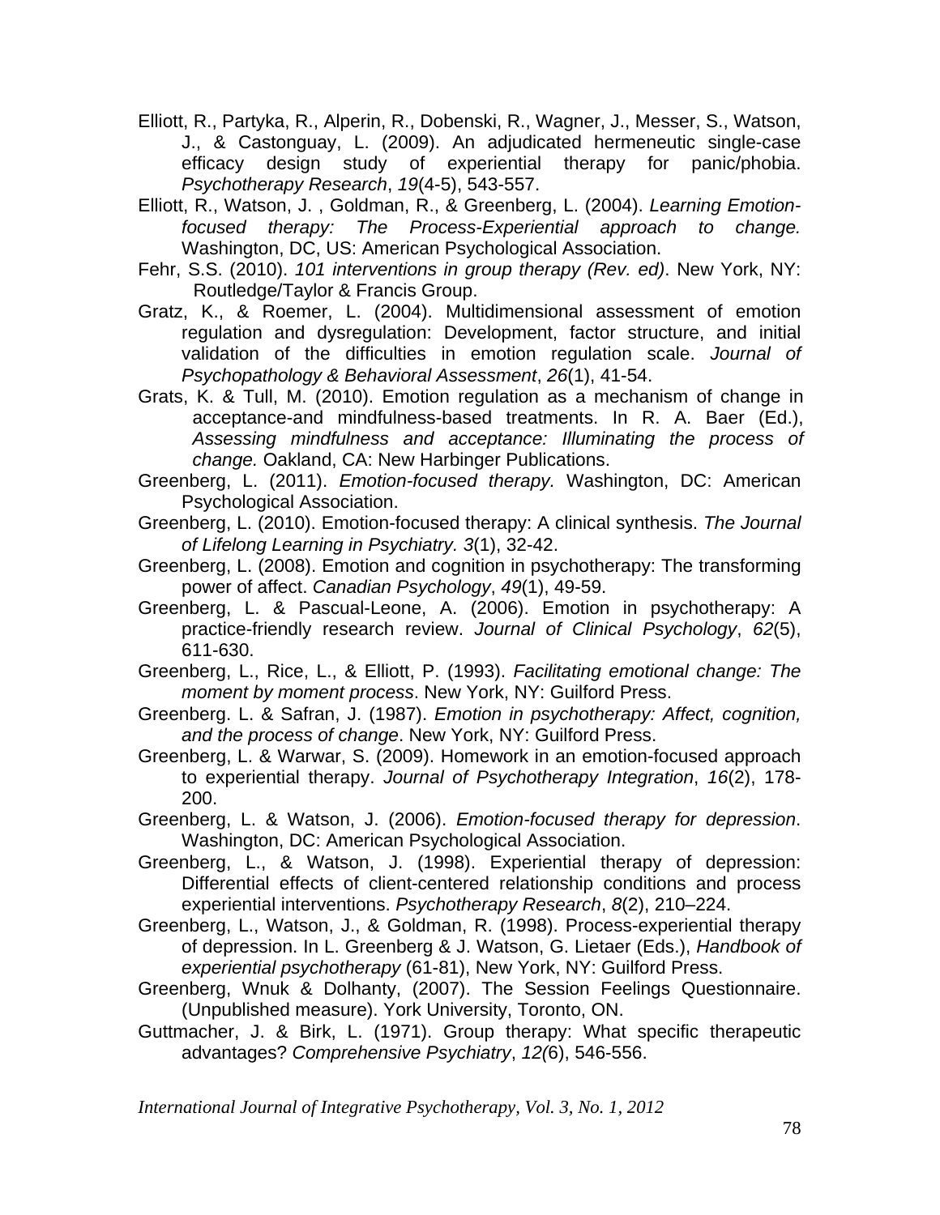Elliott, R., Partyka, R., Alperin, R., Dobenski, R., Wagner, J., Messer, S., Watson, J., & Castonguay, L. (2009). An adjudicated hermeneutic single-case efficacy design study of experiential therapy for panic/phobia. *Psychotherapy Research*, *19*(4-5), 543-557.

Elliott, R., Watson, J. , Goldman, R., & Greenberg, L. (2004). *Learning Emotion-focused therapy: The Process-Experiential approach to change.* Washington, DC, US: American Psychological Association.

Fehr, S.S. (2010). *101 interventions in group therapy (Rev. ed)*. New York, NY: Routledge/Taylor & Francis Group.

Gratz, K., & Roemer, L. (2004). Multidimensional assessment of emotion regulation and dysregulation: Development, factor structure, and initial validation of the difficulties in emotion regulation scale. *Journal of Psychopathology & Behavioral Assessment*, *26*(1), 41-54.

Grats, K. & Tull, M. (2010). Emotion regulation as a mechanism of change in acceptance-and mindfulness-based treatments. In R. A. Baer (Ed.), *Assessing mindfulness and acceptance: Illuminating the process of change.* Oakland, CA: New Harbinger Publications.

Greenberg, L. (2011). *Emotion-focused therapy.* Washington, DC: American Psychological Association.

Greenberg, L. (2010). Emotion-focused therapy: A clinical synthesis. *The Journal of Lifelong Learning in Psychiatry. 3*(1), 32-42.

Greenberg, L. (2008). Emotion and cognition in psychotherapy: The transforming power of affect. *Canadian Psychology*, *49*(1), 49-59.

Greenberg, L. & Pascual-Leone, A. (2006). Emotion in psychotherapy: A practice-friendly research review. *Journal of Clinical Psychology*, *62*(5), 611-630.

Greenberg, L., Rice, L., & Elliott, P. (1993). *Facilitating emotional change: The moment by moment process*. New York, NY: Guilford Press.

Greenberg. L. & Safran, J. (1987). *Emotion in psychotherapy: Affect, cognition, and the process of change*. New York, NY: Guilford Press.

Greenberg, L. & Warwar, S. (2009). Homework in an emotion-focused approach to experiential therapy. *Journal of Psychotherapy Integration*, *16*(2), 178-200.

Greenberg, L. & Watson, J. (2006). *Emotion-focused therapy for depression*. Washington, DC: American Psychological Association.

Greenberg, L., & Watson, J. (1998). Experiential therapy of depression: Differential effects of client-centered relationship conditions and process experiential interventions. *Psychotherapy Research*, *8*(2), 210–224.

Greenberg, L., Watson, J., & Goldman, R. (1998). Process-experiential therapy of depression. In L. Greenberg & J. Watson, G. Lietaer (Eds.), *Handbook of experiential psychotherapy* (61-81), New York, NY: Guilford Press.

Greenberg, Wnuk & Dolhanty, (2007). The Session Feelings Questionnaire. (Unpublished measure). York University, Toronto, ON.

Guttmacher, J. & Birk, L. (1971). Group therapy: What specific therapeutic advantages? *Comprehensive Psychiatry*, *12(*6), 546-556.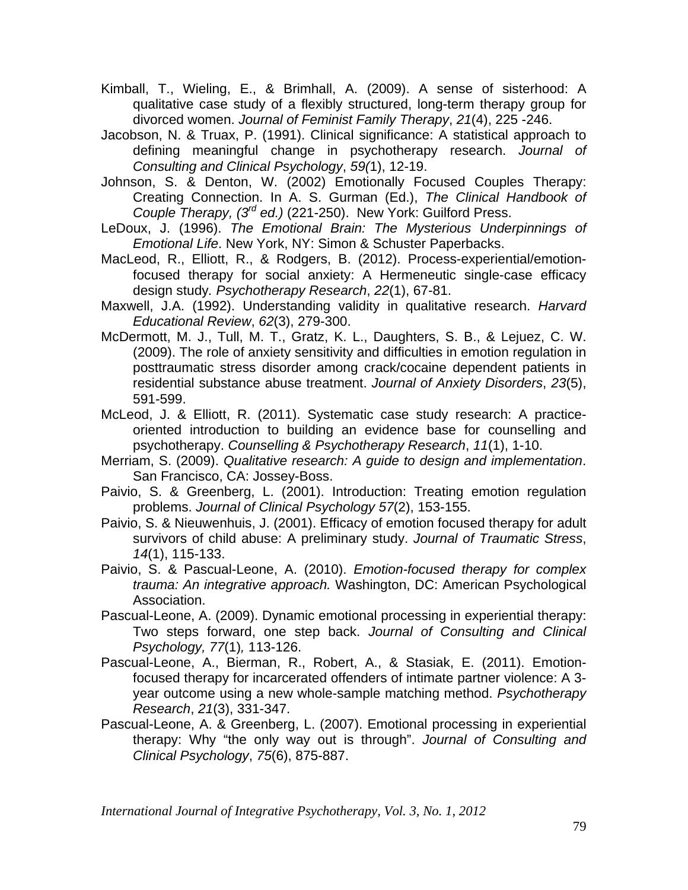Kimball, T., Wieling, E., & Brimhall, A. (2009). A sense of sisterhood: A qualitative case study of a flexibly structured, long-term therapy group for divorced women. *Journal of Feminist Family Therapy*, *21*(4), 225 -246.

Jacobson, N. & Truax, P. (1991). Clinical significance: A statistical approach to defining meaningful change in psychotherapy research. *Journal of Consulting and Clinical Psychology*, *59(*1), 12-19.

Johnson, S. & Denton, W. (2002) Emotionally Focused Couples Therapy: Creating Connection. In A. S. Gurman (Ed.), *The Clinical Handbook of Couple Therapy, (3rd ed.)* (221-250). New York: Guilford Press.

LeDoux, J. (1996). *The Emotional Brain: The Mysterious Underpinnings of Emotional Life*. New York, NY: Simon & Schuster Paperbacks.

MacLeod, R., Elliott, R., & Rodgers, B. (2012). Process-experiential/emotion-focused therapy for social anxiety: A Hermeneutic single-case efficacy design study. *Psychotherapy Research*, *22*(1), 67-81.

Maxwell, J.A. (1992). Understanding validity in qualitative research. *Harvard Educational Review*, *62*(3), 279-300.

McDermott, M. J., Tull, M. T., Gratz, K. L., Daughters, S. B., & Lejuez, C. W. (2009). The role of anxiety sensitivity and difficulties in emotion regulation in posttraumatic stress disorder among crack/cocaine dependent patients in residential substance abuse treatment. *Journal of Anxiety Disorders*, *23*(5), 591-599.

McLeod, J. & Elliott, R. (2011). Systematic case study research: A practice-oriented introduction to building an evidence base for counselling and psychotherapy. *Counselling & Psychotherapy Research*, *11*(1), 1-10.

Merriam, S. (2009). *Qualitative research: A guide to design and implementation*. San Francisco, CA: Jossey-Boss.

Paivio, S. & Greenberg, L. (2001). Introduction: Treating emotion regulation problems. *Journal of Clinical Psychology 57*(2), 153-155.

Paivio, S. & Nieuwenhuis, J. (2001). Efficacy of emotion focused therapy for adult survivors of child abuse: A preliminary study. *Journal of Traumatic Stress*, *14*(1), 115-133.

Paivio, S. & Pascual-Leone, A. (2010). *Emotion-focused therapy for complex trauma: An integrative approach.* Washington, DC: American Psychological Association.

Pascual-Leone, A. (2009). Dynamic emotional processing in experiential therapy: Two steps forward, one step back. *Journal of Consulting and Clinical Psychology, 77*(1)*,* 113-126.

Pascual-Leone, A., Bierman, R., Robert, A., & Stasiak, E. (2011). Emotion-focused therapy for incarcerated offenders of intimate partner violence: A 3-year outcome using a new whole-sample matching method. *Psychotherapy Research*, *21*(3), 331-347.

Pascual-Leone, A. & Greenberg, L. (2007). Emotional processing in experiential therapy: Why "the only way out is through". *Journal of Consulting and Clinical Psychology*, *75*(6), 875-887.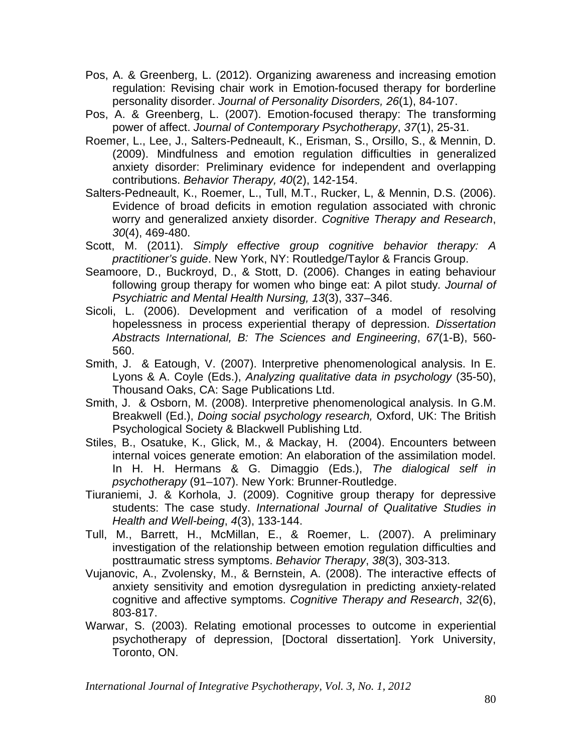Pos, A. & Greenberg, L. (2012). Organizing awareness and increasing emotion regulation: Revising chair work in Emotion-focused therapy for borderline personality disorder. *Journal of Personality Disorders, 26*(1), 84-107.

Pos, A. & Greenberg, L. (2007). Emotion-focused therapy: The transforming power of affect. *Journal of Contemporary Psychotherapy*, *37*(1), 25-31.

Roemer, L., Lee, J., Salters-Pedneault, K., Erisman, S., Orsillo, S., & Mennin, D. (2009). Mindfulness and emotion regulation difficulties in generalized anxiety disorder: Preliminary evidence for independent and overlapping contributions. *Behavior Therapy, 40*(2), 142-154.

Salters-Pedneault, K., Roemer, L., Tull, M.T., Rucker, L, & Mennin, D.S. (2006). Evidence of broad deficits in emotion regulation associated with chronic worry and generalized anxiety disorder. *Cognitive Therapy and Research*, *30*(4), 469-480.

Scott, M. (2011). *Simply effective group cognitive behavior therapy: A practitioner's guide*. New York, NY: Routledge/Taylor & Francis Group.

Seamoore, D., Buckroyd, D., & Stott, D. (2006). Changes in eating behaviour following group therapy for women who binge eat: A pilot study*. Journal of Psychiatric and Mental Health Nursing, 13*(3), 337–346.

Sicoli, L. (2006). Development and verification of a model of resolving hopelessness in process experiential therapy of depression. *Dissertation Abstracts International, B: The Sciences and Engineering*, *67*(1-B), 560-560.

Smith, J. & Eatough, V. (2007). Interpretive phenomenological analysis. In E. Lyons & A. Coyle (Eds.), *Analyzing qualitative data in psychology* (35-50), Thousand Oaks, CA: Sage Publications Ltd.

Smith, J. & Osborn, M. (2008). Interpretive phenomenological analysis. In G.M. Breakwell (Ed.), *Doing social psychology research,* Oxford, UK: The British Psychological Society & Blackwell Publishing Ltd.

Stiles, B., Osatuke, K., Glick, M., & Mackay, H. (2004). Encounters between internal voices generate emotion: An elaboration of the assimilation model. In H. H. Hermans & G. Dimaggio (Eds.), *The dialogical self in psychotherapy* (91–107). New York: Brunner-Routledge.

Tiuraniemi, J. & Korhola, J. (2009). Cognitive group therapy for depressive students: The case study. *International Journal of Qualitative Studies in Health and Well-being*, *4*(3), 133-144.

Tull, M., Barrett, H., McMillan, E., & Roemer, L. (2007). A preliminary investigation of the relationship between emotion regulation difficulties and posttraumatic stress symptoms. *Behavior Therapy*, *38*(3), 303-313.

Vujanovic, A., Zvolensky, M., & Bernstein, A. (2008). The interactive effects of anxiety sensitivity and emotion dysregulation in predicting anxiety-related cognitive and affective symptoms. *Cognitive Therapy and Research*, *32*(6), 803-817.

Warwar, S. (2003). Relating emotional processes to outcome in experiential psychotherapy of depression, [Doctoral dissertation]. York University, Toronto, ON.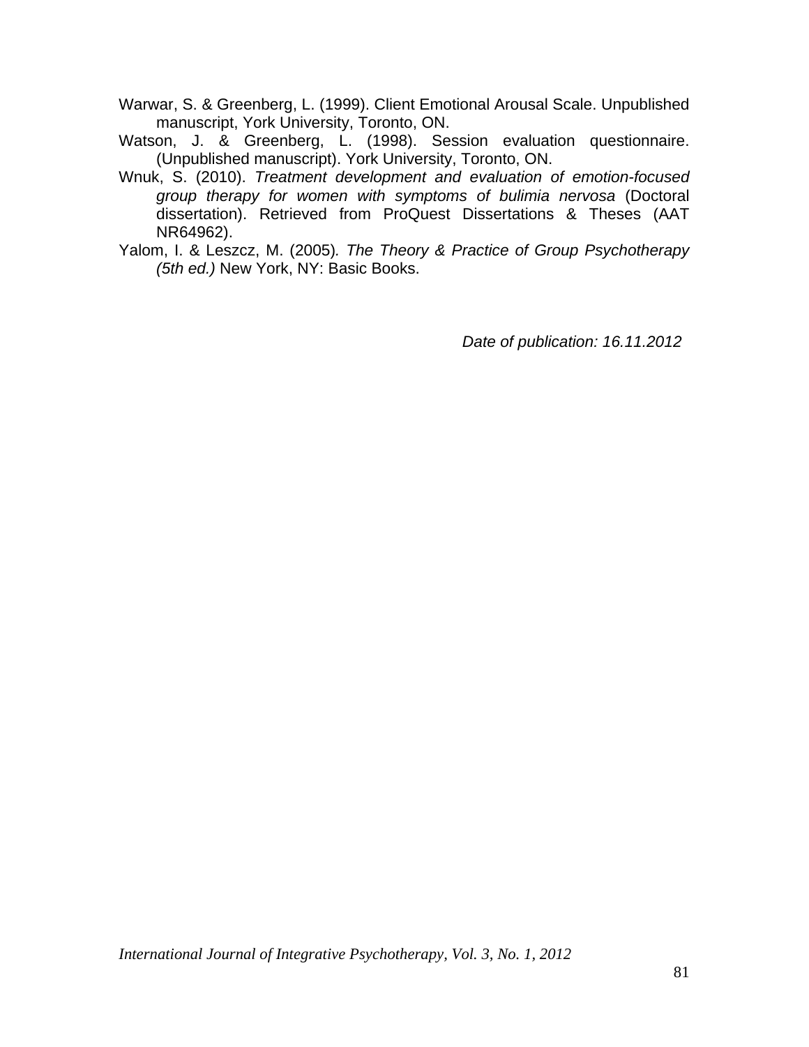Warwar, S. & Greenberg, L. (1999). Client Emotional Arousal Scale. Unpublished manuscript, York University, Toronto, ON.

Watson, J. & Greenberg, L. (1998). Session evaluation questionnaire. (Unpublished manuscript). York University, Toronto, ON.

Wnuk, S. (2010). *Treatment development and evaluation of emotion-focused group therapy for women with symptoms of bulimia nervosa* (Doctoral dissertation). Retrieved from ProQuest Dissertations & Theses (AAT NR64962).

Yalom, I. & Leszcz, M. (2005). *The Theory & Practice of Group Psychotherapy (5th ed.)* New York, NY: Basic Books.

*Date of publication: 16.11.2012*